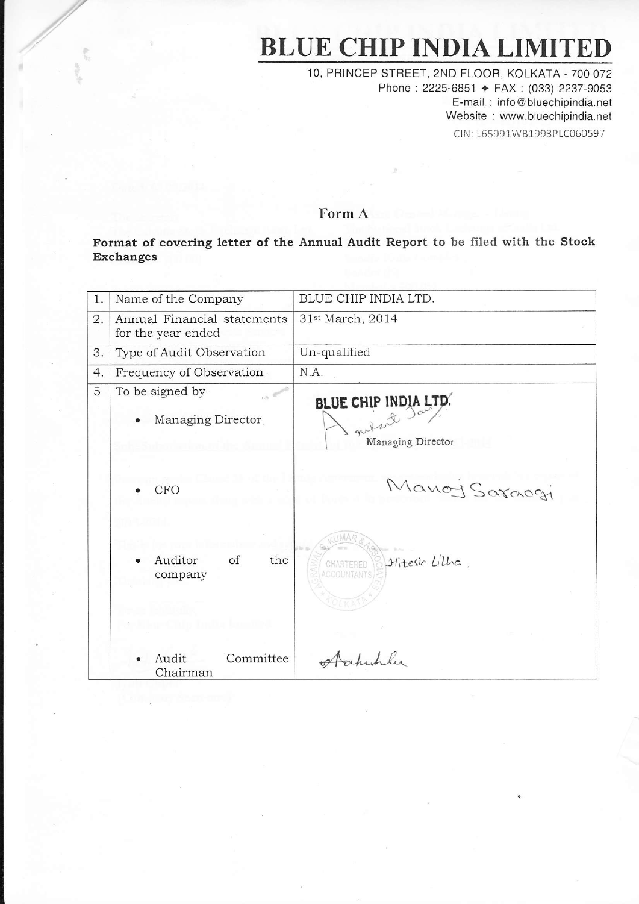# BLUE CHIP INDIA LIMITED

10, PRINCEP STREET, 2ND FLOOR, KOLKATA - 700 072
Phone : 2225-6851 ✦ FAX : (033) 2237-9053
E-mail : info@bluechipindia.net
Website : www.bluechipindia.net
CIN: L65991WB1993PLC060597

## Form A

**Format of covering letter of the Annual Audit Report to be filed with the Stock Exchanges**

| | | |
|---|---|---|
| 1. | Name of the Company | BLUE CHIP INDIA LTD. |
| 2. | Annual Financial statements for the year ended | 31st March, 2014 |
| 3. | Type of Audit Observation | Un-qualified |
| 4. | Frequency of Observation | N.A. |
| 5 | To be signed by-<br>• Managing Director | BLUE CHIP INDIA LTD.<br>Managing Director |
| | • CFO | Manoj Saraogi |
| | • Auditor of the company | Hitesh Lilha |
| | • Audit Committee Chairman | |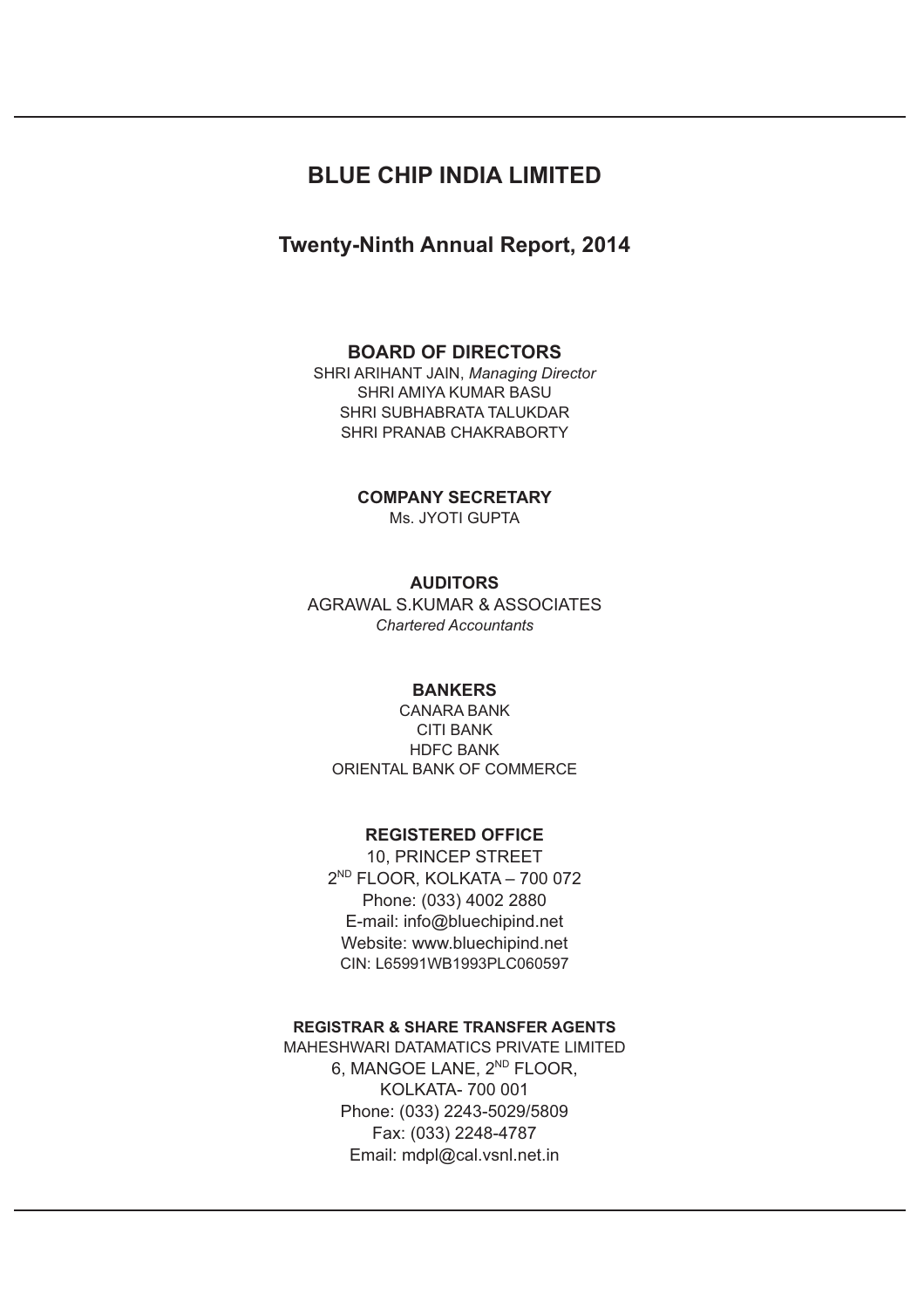# BLUE CHIP INDIA LIMITED

## Twenty-Ninth Annual Report, 2014

### BOARD OF DIRECTORS

SHRI ARIHANT JAIN, *Managing Director*
SHRI AMIYA KUMAR BASU
SHRI SUBHABRATA TALUKDAR
SHRI PRANAB CHAKRABORTY

### COMPANY SECRETARY

Ms. JYOTI GUPTA

### AUDITORS

AGRAWAL S.KUMAR & ASSOCIATES
*Chartered Accountants*

### BANKERS

CANARA BANK
CITI BANK
HDFC BANK
ORIENTAL BANK OF COMMERCE

### REGISTERED OFFICE

10, PRINCEP STREET
2ND FLOOR, KOLKATA – 700 072
Phone: (033) 4002 2880
E-mail: info@bluechipind.net
Website: www.bluechipind.net
CIN: L65991WB1993PLC060597

### REGISTRAR & SHARE TRANSFER AGENTS

MAHESHWARI DATAMATICS PRIVATE LIMITED
6, MANGOE LANE, 2ND FLOOR,
KOLKATA- 700 001
Phone: (033) 2243-5029/5809
Fax: (033) 2248-4787
Email: mdpl@cal.vsnl.net.in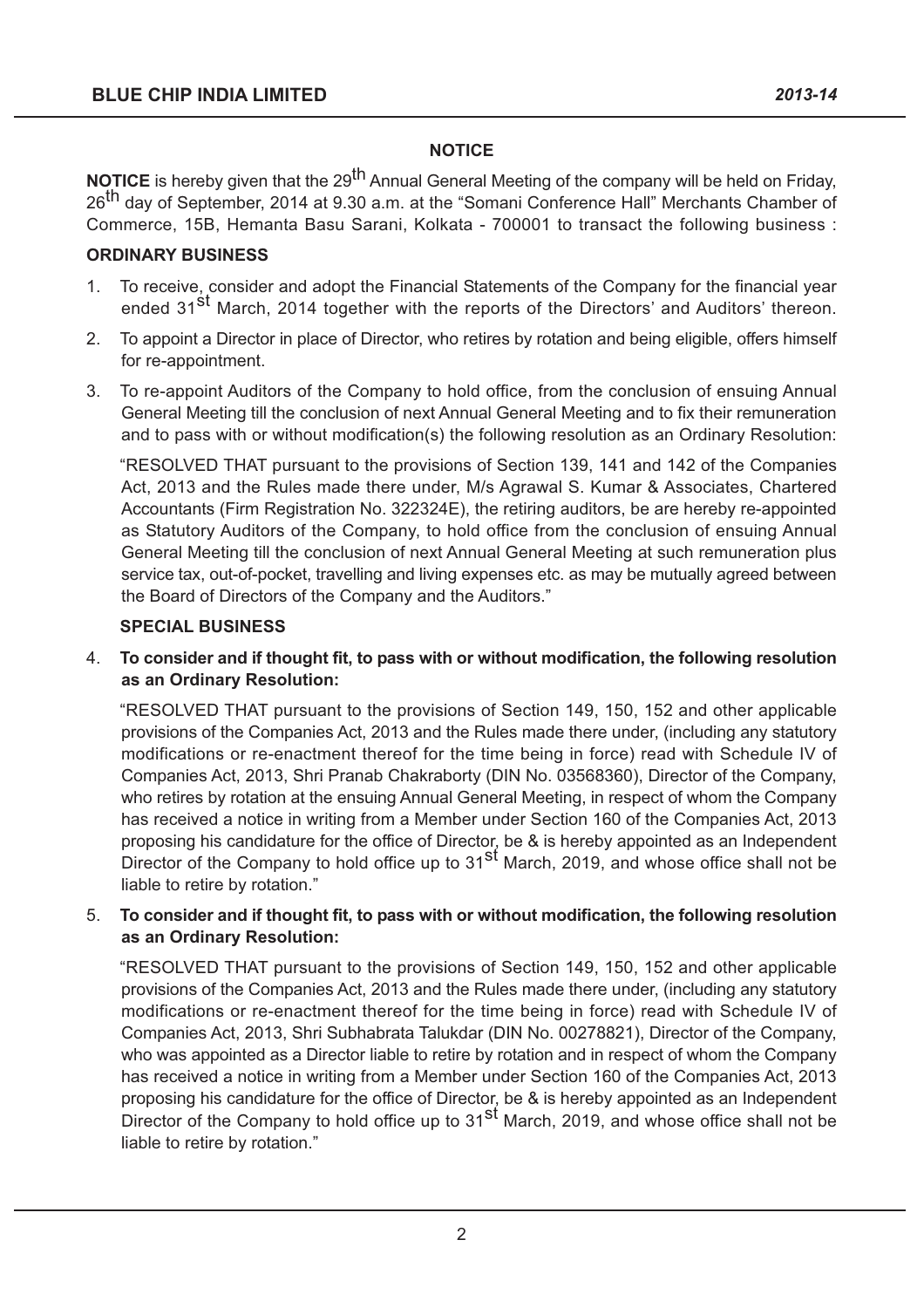## NOTICE

**NOTICE** is hereby given that the 29th Annual General Meeting of the company will be held on Friday, 26th day of September, 2014 at 9.30 a.m. at the "Somani Conference Hall" Merchants Chamber of Commerce, 15B, Hemanta Basu Sarani, Kolkata - 700001 to transact the following business :

### ORDINARY BUSINESS

1. To receive, consider and adopt the Financial Statements of the Company for the financial year ended 31st March, 2014 together with the reports of the Directors' and Auditors' thereon.
2. To appoint a Director in place of Director, who retires by rotation and being eligible, offers himself for re-appointment.
3. To re-appoint Auditors of the Company to hold office, from the conclusion of ensuing Annual General Meeting till the conclusion of next Annual General Meeting and to fix their remuneration and to pass with or without modification(s) the following resolution as an Ordinary Resolution:

   "RESOLVED THAT pursuant to the provisions of Section 139, 141 and 142 of the Companies Act, 2013 and the Rules made there under, M/s Agrawal S. Kumar & Associates, Chartered Accountants (Firm Registration No. 322324E), the retiring auditors, be are hereby re-appointed as Statutory Auditors of the Company, to hold office from the conclusion of ensuing Annual General Meeting till the conclusion of next Annual General Meeting at such remuneration plus service tax, out-of-pocket, travelling and living expenses etc. as may be mutually agreed between the Board of Directors of the Company and the Auditors."

### SPECIAL BUSINESS

4. **To consider and if thought fit, to pass with or without modification, the following resolution as an Ordinary Resolution:**

   "RESOLVED THAT pursuant to the provisions of Section 149, 150, 152 and other applicable provisions of the Companies Act, 2013 and the Rules made there under, (including any statutory modifications or re-enactment thereof for the time being in force) read with Schedule IV of Companies Act, 2013, Shri Pranab Chakraborty (DIN No. 03568360), Director of the Company, who retires by rotation at the ensuing Annual General Meeting, in respect of whom the Company has received a notice in writing from a Member under Section 160 of the Companies Act, 2013 proposing his candidature for the office of Director, be & is hereby appointed as an Independent Director of the Company to hold office up to 31st March, 2019, and whose office shall not be liable to retire by rotation."

5. **To consider and if thought fit, to pass with or without modification, the following resolution as an Ordinary Resolution:**

   "RESOLVED THAT pursuant to the provisions of Section 149, 150, 152 and other applicable provisions of the Companies Act, 2013 and the Rules made there under, (including any statutory modifications or re-enactment thereof for the time being in force) read with Schedule IV of Companies Act, 2013, Shri Subhabrata Talukdar (DIN No. 00278821), Director of the Company, who was appointed as a Director liable to retire by rotation and in respect of whom the Company has received a notice in writing from a Member under Section 160 of the Companies Act, 2013 proposing his candidature for the office of Director, be & is hereby appointed as an Independent Director of the Company to hold office up to 31st March, 2019, and whose office shall not be liable to retire by rotation."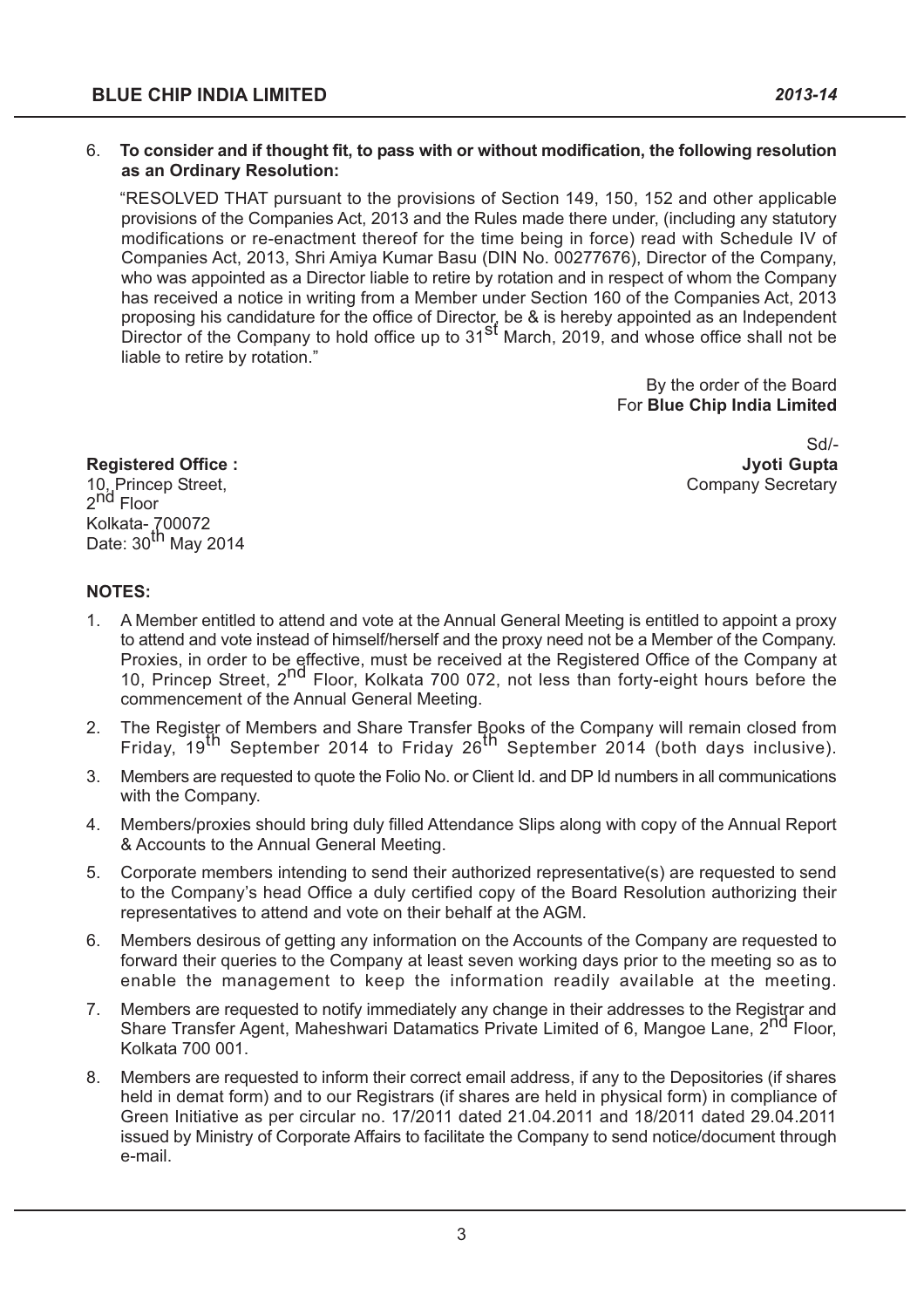6. **To consider and if thought fit, to pass with or without modification, the following resolution as an Ordinary Resolution:**

"RESOLVED THAT pursuant to the provisions of Section 149, 150, 152 and other applicable provisions of the Companies Act, 2013 and the Rules made there under, (including any statutory modifications or re-enactment thereof for the time being in force) read with Schedule IV of Companies Act, 2013, Shri Amiya Kumar Basu (DIN No. 00277676), Director of the Company, who was appointed as a Director liable to retire by rotation and in respect of whom the Company has received a notice in writing from a Member under Section 160 of the Companies Act, 2013 proposing his candidature for the office of Director, be & is hereby appointed as an Independent Director of the Company to hold office up to 31st March, 2019, and whose office shall not be liable to retire by rotation."

By the order of the Board
For **Blue Chip India Limited**

Sd/-
**Jyoti Gupta**
Company Secretary

**Registered Office :**
10, Princep Street,
2nd Floor
Kolkata- 700072
Date: 30th May 2014

**NOTES:**

1. A Member entitled to attend and vote at the Annual General Meeting is entitled to appoint a proxy to attend and vote instead of himself/herself and the proxy need not be a Member of the Company. Proxies, in order to be effective, must be received at the Registered Office of the Company at 10, Princep Street, 2nd Floor, Kolkata 700 072, not less than forty-eight hours before the commencement of the Annual General Meeting.
2. The Register of Members and Share Transfer Books of the Company will remain closed from Friday, 19th September 2014 to Friday 26th September 2014 (both days inclusive).
3. Members are requested to quote the Folio No. or Client Id. and DP Id numbers in all communications with the Company.
4. Members/proxies should bring duly filled Attendance Slips along with copy of the Annual Report & Accounts to the Annual General Meeting.
5. Corporate members intending to send their authorized representative(s) are requested to send to the Company's head Office a duly certified copy of the Board Resolution authorizing their representatives to attend and vote on their behalf at the AGM.
6. Members desirous of getting any information on the Accounts of the Company are requested to forward their queries to the Company at least seven working days prior to the meeting so as to enable the management to keep the information readily available at the meeting.
7. Members are requested to notify immediately any change in their addresses to the Registrar and Share Transfer Agent, Maheshwari Datamatics Private Limited of 6, Mangoe Lane, 2nd Floor, Kolkata 700 001.
8. Members are requested to inform their correct email address, if any to the Depositories (if shares held in demat form) and to our Registrars (if shares are held in physical form) in compliance of Green Initiative as per circular no. 17/2011 dated 21.04.2011 and 18/2011 dated 29.04.2011 issued by Ministry of Corporate Affairs to facilitate the Company to send notice/document through e-mail.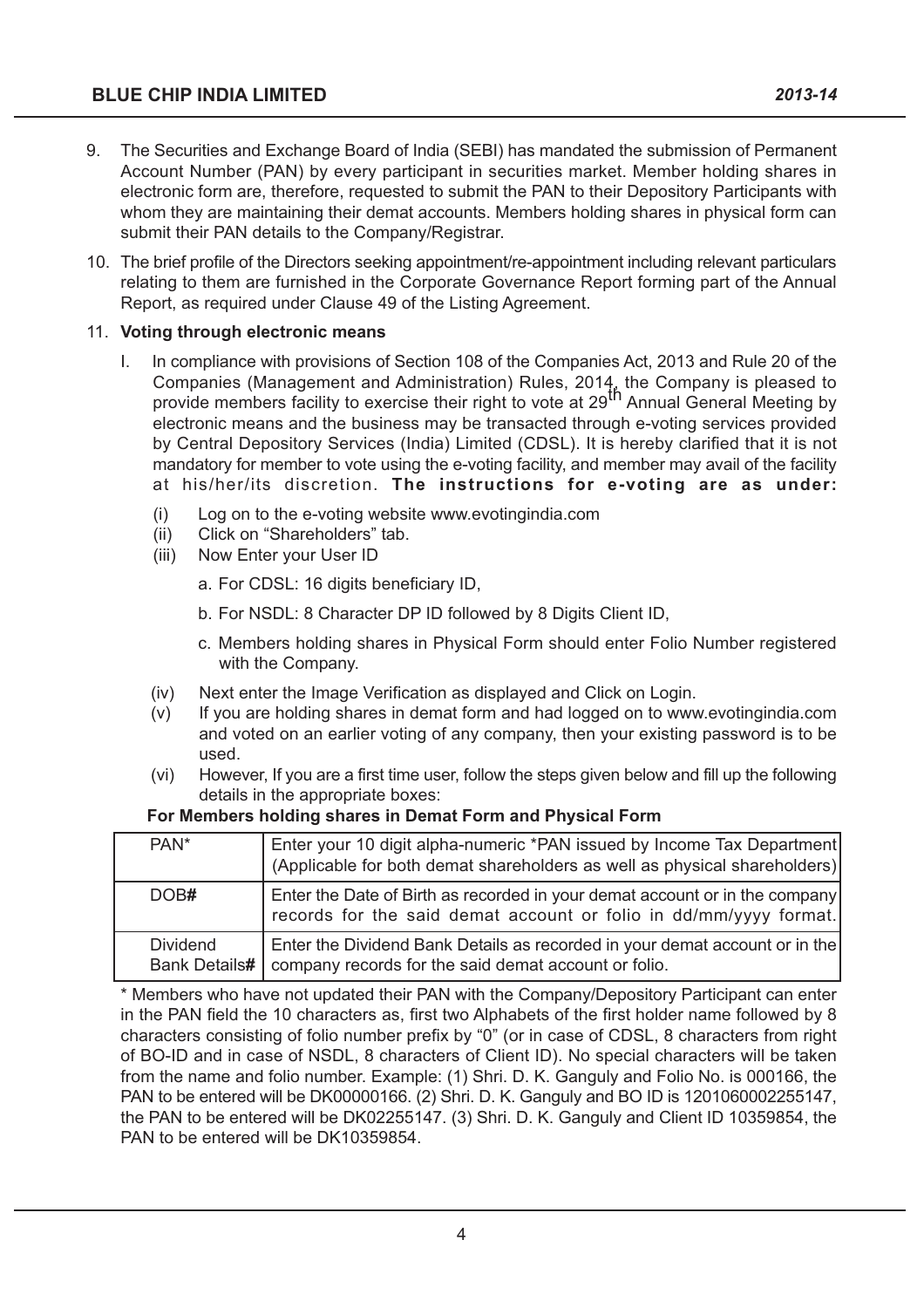9. The Securities and Exchange Board of India (SEBI) has mandated the submission of Permanent Account Number (PAN) by every participant in securities market. Member holding shares in electronic form are, therefore, requested to submit the PAN to their Depository Participants with whom they are maintaining their demat accounts. Members holding shares in physical form can submit their PAN details to the Company/Registrar.

10. The brief profile of the Directors seeking appointment/re-appointment including relevant particulars relating to them are furnished in the Corporate Governance Report forming part of the Annual Report, as required under Clause 49 of the Listing Agreement.

11. **Voting through electronic means**

    I. In compliance with provisions of Section 108 of the Companies Act, 2013 and Rule 20 of the Companies (Management and Administration) Rules, 2014, the Company is pleased to provide members facility to exercise their right to vote at 29th Annual General Meeting by electronic means and the business may be transacted through e-voting services provided by Central Depository Services (India) Limited (CDSL). It is hereby clarified that it is not mandatory for member to vote using the e-voting facility, and member may avail of the facility at his/her/its discretion. **The instructions for e-voting are as under:**

    (i) Log on to the e-voting website www.evotingindia.com

    (ii) Click on "Shareholders" tab.

    (iii) Now Enter your User ID

    a. For CDSL: 16 digits beneficiary ID,

    b. For NSDL: 8 Character DP ID followed by 8 Digits Client ID,

    c. Members holding shares in Physical Form should enter Folio Number registered with the Company.

    (iv) Next enter the Image Verification as displayed and Click on Login.

    (v) If you are holding shares in demat form and had logged on to www.evotingindia.com and voted on an earlier voting of any company, then your existing password is to be used.

    (vi) However, If you are a first time user, follow the steps given below and fill up the following details in the appropriate boxes:

**For Members holding shares in Demat Form and Physical Form**

| | |
|---|---|
| PAN* | Enter your 10 digit alpha-numeric *PAN issued by Income Tax Department (Applicable for both demat shareholders as well as physical shareholders) |
| DOB**#** | Enter the Date of Birth as recorded in your demat account or in the company records for the said demat account or folio in dd/mm/yyyy format. |
| Dividend Bank Details**#** | Enter the Dividend Bank Details as recorded in your demat account or in the company records for the said demat account or folio. |

* Members who have not updated their PAN with the Company/Depository Participant can enter in the PAN field the 10 characters as, first two Alphabets of the first holder name followed by 8 characters consisting of folio number prefix by "0" (or in case of CDSL, 8 characters from right of BO-ID and in case of NSDL, 8 characters of Client ID). No special characters will be taken from the name and folio number. Example: (1) Shri. D. K. Ganguly and Folio No. is 000166, the PAN to be entered will be DK00000166. (2) Shri. D. K. Ganguly and BO ID is 1201060002255147, the PAN to be entered will be DK02255147. (3) Shri. D. K. Ganguly and Client ID 10359854, the PAN to be entered will be DK10359854.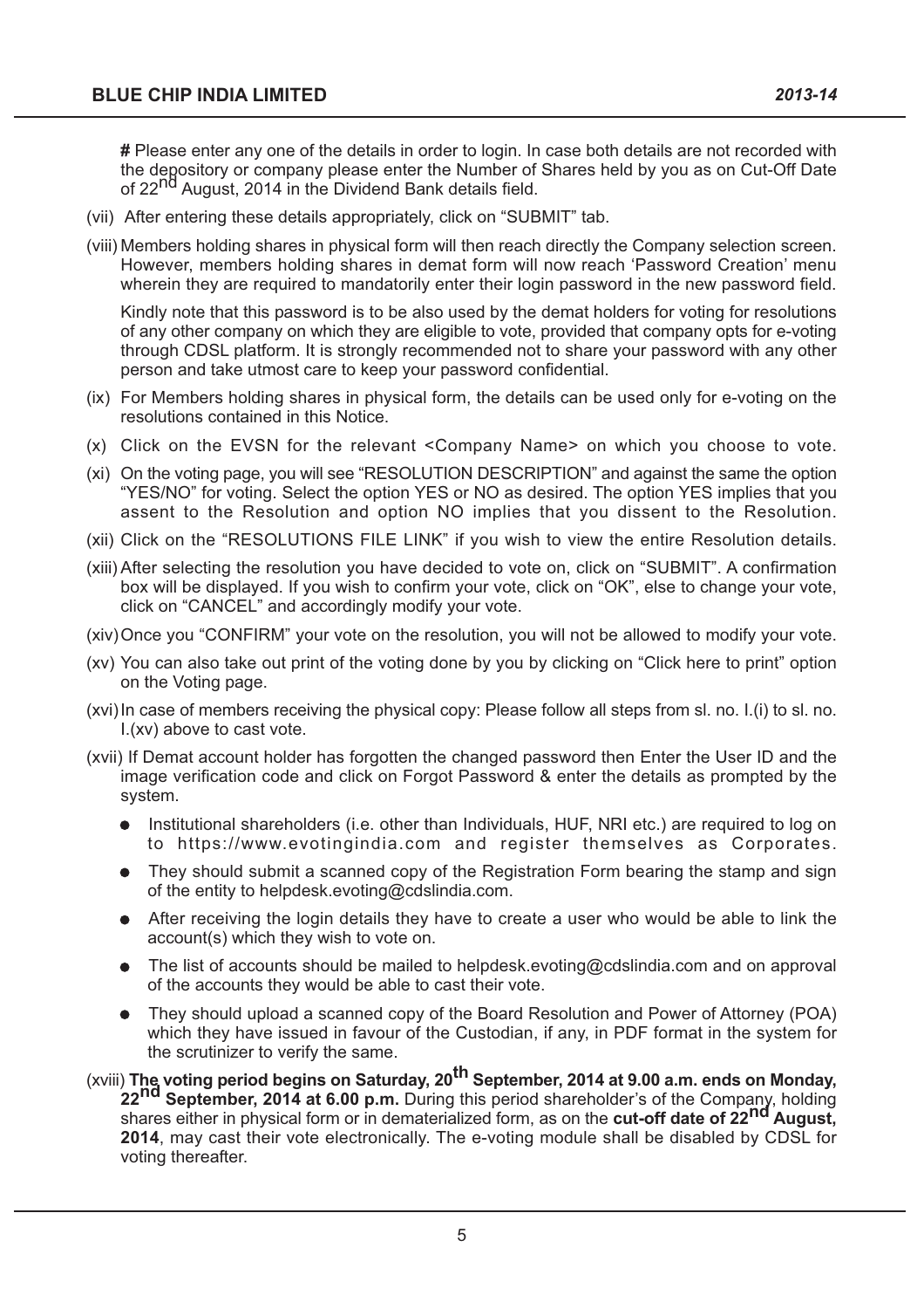**#** Please enter any one of the details in order to login. In case both details are not recorded with the depository or company please enter the Number of Shares held by you as on Cut-Off Date of 22nd August, 2014 in the Dividend Bank details field.

(vii) After entering these details appropriately, click on "SUBMIT" tab.

(viii) Members holding shares in physical form will then reach directly the Company selection screen. However, members holding shares in demat form will now reach 'Password Creation' menu wherein they are required to mandatorily enter their login password in the new password field.

Kindly note that this password is to be also used by the demat holders for voting for resolutions of any other company on which they are eligible to vote, provided that company opts for e-voting through CDSL platform. It is strongly recommended not to share your password with any other person and take utmost care to keep your password confidential.

(ix) For Members holding shares in physical form, the details can be used only for e-voting on the resolutions contained in this Notice.

(x) Click on the EVSN for the relevant <Company Name> on which you choose to vote.

(xi) On the voting page, you will see "RESOLUTION DESCRIPTION" and against the same the option "YES/NO" for voting. Select the option YES or NO as desired. The option YES implies that you assent to the Resolution and option NO implies that you dissent to the Resolution.

(xii) Click on the "RESOLUTIONS FILE LINK" if you wish to view the entire Resolution details.

(xiii) After selecting the resolution you have decided to vote on, click on "SUBMIT". A confirmation box will be displayed. If you wish to confirm your vote, click on "OK", else to change your vote, click on "CANCEL" and accordingly modify your vote.

(xiv) Once you "CONFIRM" your vote on the resolution, you will not be allowed to modify your vote.

(xv) You can also take out print of the voting done by you by clicking on "Click here to print" option on the Voting page.

(xvi) In case of members receiving the physical copy: Please follow all steps from sl. no. I.(i) to sl. no. I.(xv) above to cast vote.

(xvii) If Demat account holder has forgotten the changed password then Enter the User ID and the image verification code and click on Forgot Password & enter the details as prompted by the system.

- Institutional shareholders (i.e. other than Individuals, HUF, NRI etc.) are required to log on to https://www.evotingindia.com and register themselves as Corporates.
- They should submit a scanned copy of the Registration Form bearing the stamp and sign of the entity to helpdesk.evoting@cdslindia.com.
- After receiving the login details they have to create a user who would be able to link the account(s) which they wish to vote on.
- The list of accounts should be mailed to helpdesk.evoting@cdslindia.com and on approval of the accounts they would be able to cast their vote.
- They should upload a scanned copy of the Board Resolution and Power of Attorney (POA) which they have issued in favour of the Custodian, if any, in PDF format in the system for the scrutinizer to verify the same.

(xviii) **The voting period begins on Saturday, 20th September, 2014 at 9.00 a.m. ends on Monday, 22nd September, 2014 at 6.00 p.m.** During this period shareholder's of the Company, holding shares either in physical form or in dematerialized form, as on the **cut-off date of 22nd August, 2014**, may cast their vote electronically. The e-voting module shall be disabled by CDSL for voting thereafter.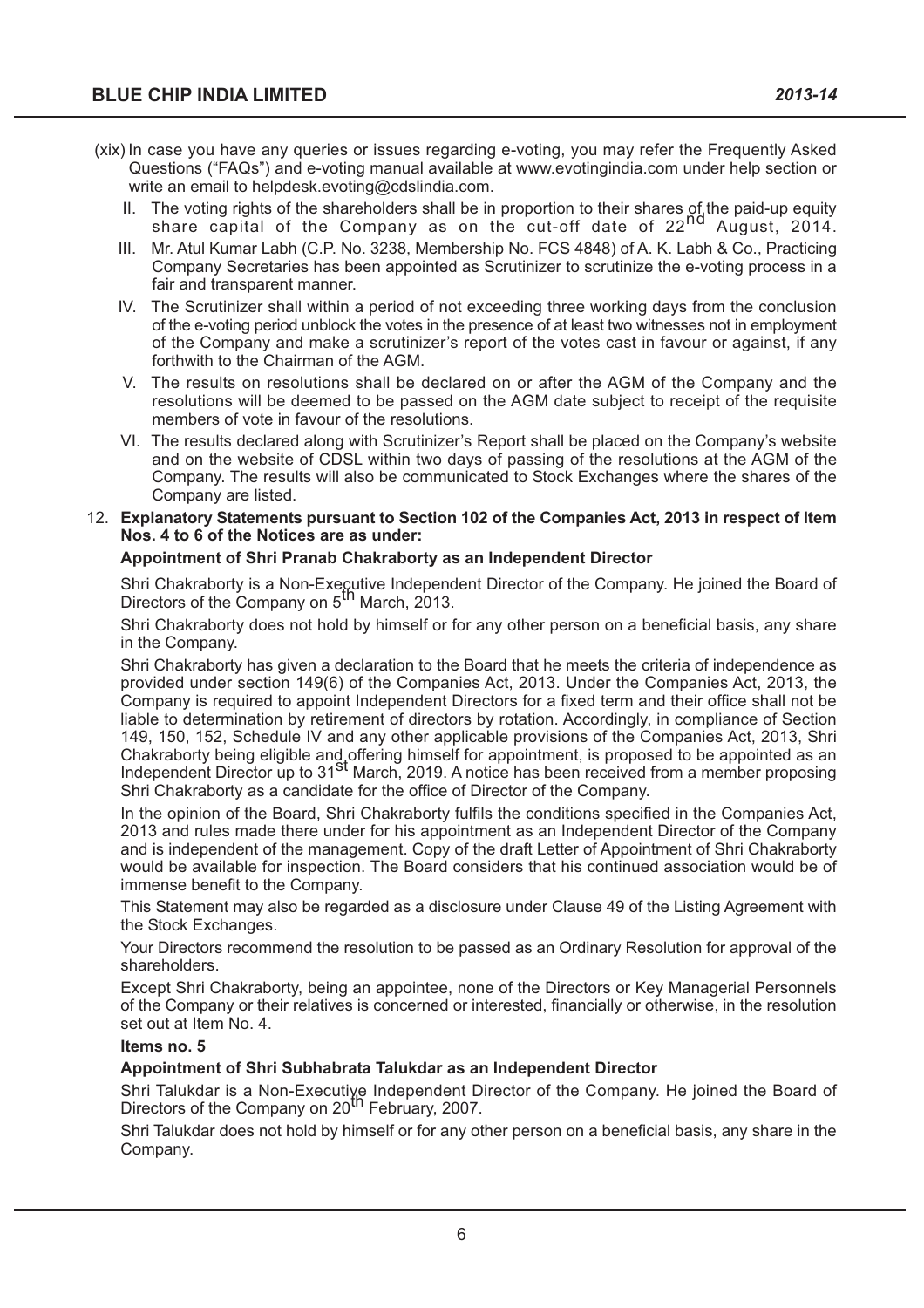(xix) In case you have any queries or issues regarding e-voting, you may refer the Frequently Asked Questions ("FAQs") and e-voting manual available at www.evotingindia.com under help section or write an email to helpdesk.evoting@cdslindia.com.

II. The voting rights of the shareholders shall be in proportion to their shares of the paid-up equity share capital of the Company as on the cut-off date of 22nd August, 2014.

III. Mr. Atul Kumar Labh (C.P. No. 3238, Membership No. FCS 4848) of A. K. Labh & Co., Practicing Company Secretaries has been appointed as Scrutinizer to scrutinize the e-voting process in a fair and transparent manner.

IV. The Scrutinizer shall within a period of not exceeding three working days from the conclusion of the e-voting period unblock the votes in the presence of at least two witnesses not in employment of the Company and make a scrutinizer's report of the votes cast in favour or against, if any forthwith to the Chairman of the AGM.

V. The results on resolutions shall be declared on or after the AGM of the Company and the resolutions will be deemed to be passed on the AGM date subject to receipt of the requisite members of vote in favour of the resolutions.

VI. The results declared along with Scrutinizer's Report shall be placed on the Company's website and on the website of CDSL within two days of passing of the resolutions at the AGM of the Company. The results will also be communicated to Stock Exchanges where the shares of the Company are listed.

12. **Explanatory Statements pursuant to Section 102 of the Companies Act, 2013 in respect of Item Nos. 4 to 6 of the Notices are as under:**

**Appointment of Shri Pranab Chakraborty as an Independent Director**

Shri Chakraborty is a Non-Executive Independent Director of the Company. He joined the Board of Directors of the Company on 5th March, 2013.

Shri Chakraborty does not hold by himself or for any other person on a beneficial basis, any share in the Company.

Shri Chakraborty has given a declaration to the Board that he meets the criteria of independence as provided under section 149(6) of the Companies Act, 2013. Under the Companies Act, 2013, the Company is required to appoint Independent Directors for a fixed term and their office shall not be liable to determination by retirement of directors by rotation. Accordingly, in compliance of Section 149, 150, 152, Schedule IV and any other applicable provisions of the Companies Act, 2013, Shri Chakraborty being eligible and offering himself for appointment, is proposed to be appointed as an Independent Director up to 31st March, 2019. A notice has been received from a member proposing Shri Chakraborty as a candidate for the office of Director of the Company.

In the opinion of the Board, Shri Chakraborty fulfils the conditions specified in the Companies Act, 2013 and rules made there under for his appointment as an Independent Director of the Company and is independent of the management. Copy of the draft Letter of Appointment of Shri Chakraborty would be available for inspection. The Board considers that his continued association would be of immense benefit to the Company.

This Statement may also be regarded as a disclosure under Clause 49 of the Listing Agreement with the Stock Exchanges.

Your Directors recommend the resolution to be passed as an Ordinary Resolution for approval of the shareholders.

Except Shri Chakraborty, being an appointee, none of the Directors or Key Managerial Personnels of the Company or their relatives is concerned or interested, financially or otherwise, in the resolution set out at Item No. 4.

**Items no. 5**

**Appointment of Shri Subhabrata Talukdar as an Independent Director**

Shri Talukdar is a Non-Executive Independent Director of the Company. He joined the Board of Directors of the Company on 20th February, 2007.

Shri Talukdar does not hold by himself or for any other person on a beneficial basis, any share in the Company.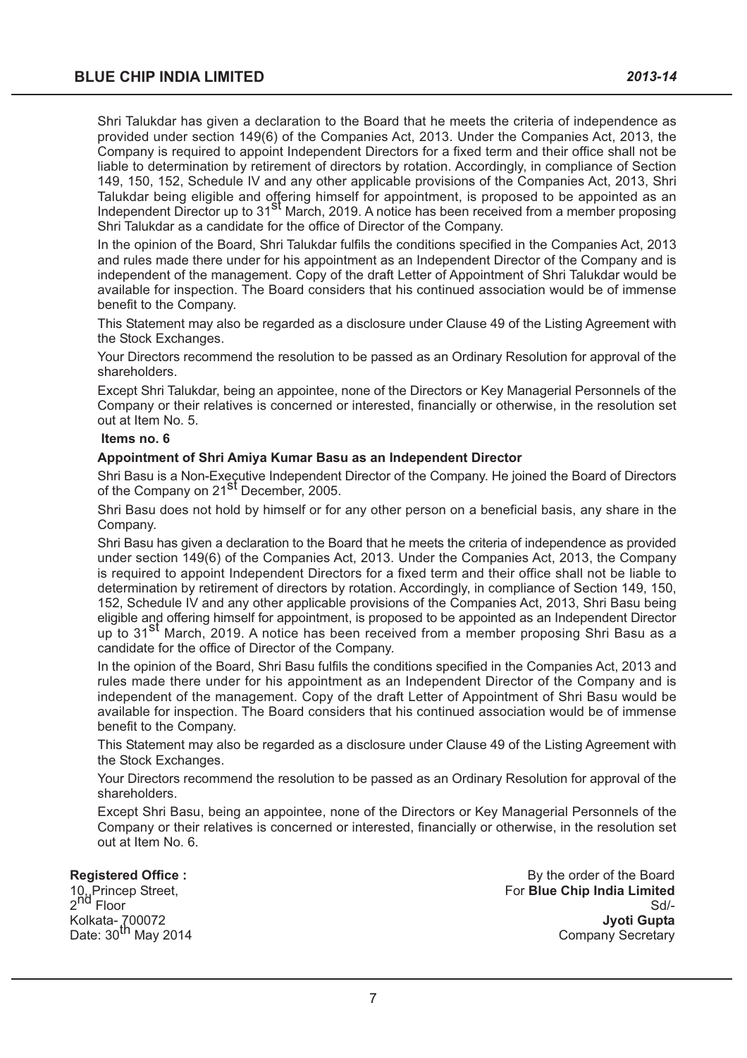Shri Talukdar has given a declaration to the Board that he meets the criteria of independence as provided under section 149(6) of the Companies Act, 2013. Under the Companies Act, 2013, the Company is required to appoint Independent Directors for a fixed term and their office shall not be liable to determination by retirement of directors by rotation. Accordingly, in compliance of Section 149, 150, 152, Schedule IV and any other applicable provisions of the Companies Act, 2013, Shri Talukdar being eligible and offering himself for appointment, is proposed to be appointed as an Independent Director up to 31st March, 2019. A notice has been received from a member proposing Shri Talukdar as a candidate for the office of Director of the Company.

In the opinion of the Board, Shri Talukdar fulfils the conditions specified in the Companies Act, 2013 and rules made there under for his appointment as an Independent Director of the Company and is independent of the management. Copy of the draft Letter of Appointment of Shri Talukdar would be available for inspection. The Board considers that his continued association would be of immense benefit to the Company.

This Statement may also be regarded as a disclosure under Clause 49 of the Listing Agreement with the Stock Exchanges.

Your Directors recommend the resolution to be passed as an Ordinary Resolution for approval of the shareholders.

Except Shri Talukdar, being an appointee, none of the Directors or Key Managerial Personnels of the Company or their relatives is concerned or interested, financially or otherwise, in the resolution set out at Item No. 5.

**Items no. 6**

**Appointment of Shri Amiya Kumar Basu as an Independent Director**

Shri Basu is a Non-Executive Independent Director of the Company. He joined the Board of Directors of the Company on 21st December, 2005.

Shri Basu does not hold by himself or for any other person on a beneficial basis, any share in the Company.

Shri Basu has given a declaration to the Board that he meets the criteria of independence as provided under section 149(6) of the Companies Act, 2013. Under the Companies Act, 2013, the Company is required to appoint Independent Directors for a fixed term and their office shall not be liable to determination by retirement of directors by rotation. Accordingly, in compliance of Section 149, 150, 152, Schedule IV and any other applicable provisions of the Companies Act, 2013, Shri Basu being eligible and offering himself for appointment, is proposed to be appointed as an Independent Director up to 31st March, 2019. A notice has been received from a member proposing Shri Basu as a candidate for the office of Director of the Company.

In the opinion of the Board, Shri Basu fulfils the conditions specified in the Companies Act, 2013 and rules made there under for his appointment as an Independent Director of the Company and is independent of the management. Copy of the draft Letter of Appointment of Shri Basu would be available for inspection. The Board considers that his continued association would be of immense benefit to the Company.

This Statement may also be regarded as a disclosure under Clause 49 of the Listing Agreement with the Stock Exchanges.

Your Directors recommend the resolution to be passed as an Ordinary Resolution for approval of the shareholders.

Except Shri Basu, being an appointee, none of the Directors or Key Managerial Personnels of the Company or their relatives is concerned or interested, financially or otherwise, in the resolution set out at Item No. 6.

**Registered Office :**
10, Princep Street,
2nd Floor
Kolkata- 700072
Date: 30th May 2014

By the order of the Board
For **Blue Chip India Limited**
Sd/-
**Jyoti Gupta**
Company Secretary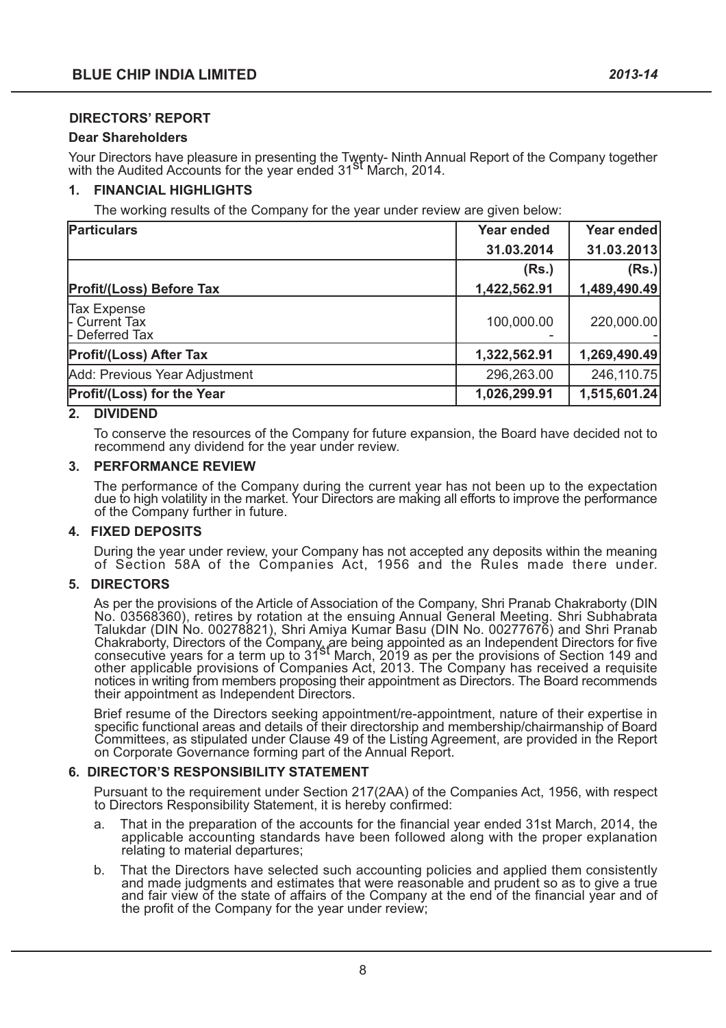## DIRECTORS' REPORT

**Dear Shareholders**

Your Directors have pleasure in presenting the Twenty- Ninth Annual Report of the Company together with the Audited Accounts for the year ended 31st March, 2014.

### 1. FINANCIAL HIGHLIGHTS

The working results of the Company for the year under review are given below:

| Particulars | Year ended 31.03.2014 | Year ended 31.03.2013 |
|---|---|---|
| | (Rs.) | (Rs.) |
| **Profit/(Loss) Before Tax** | **1,422,562.91** | **1,489,490.49** |
| Tax Expense<br>- Current Tax<br>- Deferred Tax | 100,000.00<br>- | 220,000.00<br>- |
| **Profit/(Loss) After Tax** | **1,322,562.91** | **1,269,490.49** |
| Add: Previous Year Adjustment | 296,263.00 | 246,110.75 |
| **Profit/(Loss) for the Year** | **1,026,299.91** | **1,515,601.24** |

### 2. DIVIDEND

To conserve the resources of the Company for future expansion, the Board have decided not to recommend any dividend for the year under review.

### 3. PERFORMANCE REVIEW

The performance of the Company during the current year has not been up to the expectation due to high volatility in the market. Your Directors are making all efforts to improve the performance of the Company further in future.

### 4. FIXED DEPOSITS

During the year under review, your Company has not accepted any deposits within the meaning of Section 58A of the Companies Act, 1956 and the Rules made there under.

### 5. DIRECTORS

As per the provisions of the Article of Association of the Company, Shri Pranab Chakraborty (DIN No. 03568360), retires by rotation at the ensuing Annual General Meeting. Shri Subhabrata Talukdar (DIN No. 00278821), Shri Amiya Kumar Basu (DIN No. 00277676) and Shri Pranab Chakraborty, Directors of the Company, are being appointed as an Independent Directors for five consecutive years for a term up to 31st March, 2019 as per the provisions of Section 149 and other applicable provisions of Companies Act, 2013. The Company has received a requisite notices in writing from members proposing their appointment as Directors. The Board recommends their appointment as Independent Directors.

Brief resume of the Directors seeking appointment/re-appointment, nature of their expertise in specific functional areas and details of their directorship and membership/chairmanship of Board Committees, as stipulated under Clause 49 of the Listing Agreement, are provided in the Report on Corporate Governance forming part of the Annual Report.

### 6. DIRECTOR'S RESPONSIBILITY STATEMENT

Pursuant to the requirement under Section 217(2AA) of the Companies Act, 1956, with respect to Directors Responsibility Statement, it is hereby confirmed:

a. That in the preparation of the accounts for the financial year ended 31st March, 2014, the applicable accounting standards have been followed along with the proper explanation relating to material departures;

b. That the Directors have selected such accounting policies and applied them consistently and made judgments and estimates that were reasonable and prudent so as to give a true and fair view of the state of affairs of the Company at the end of the financial year and of the profit of the Company for the year under review;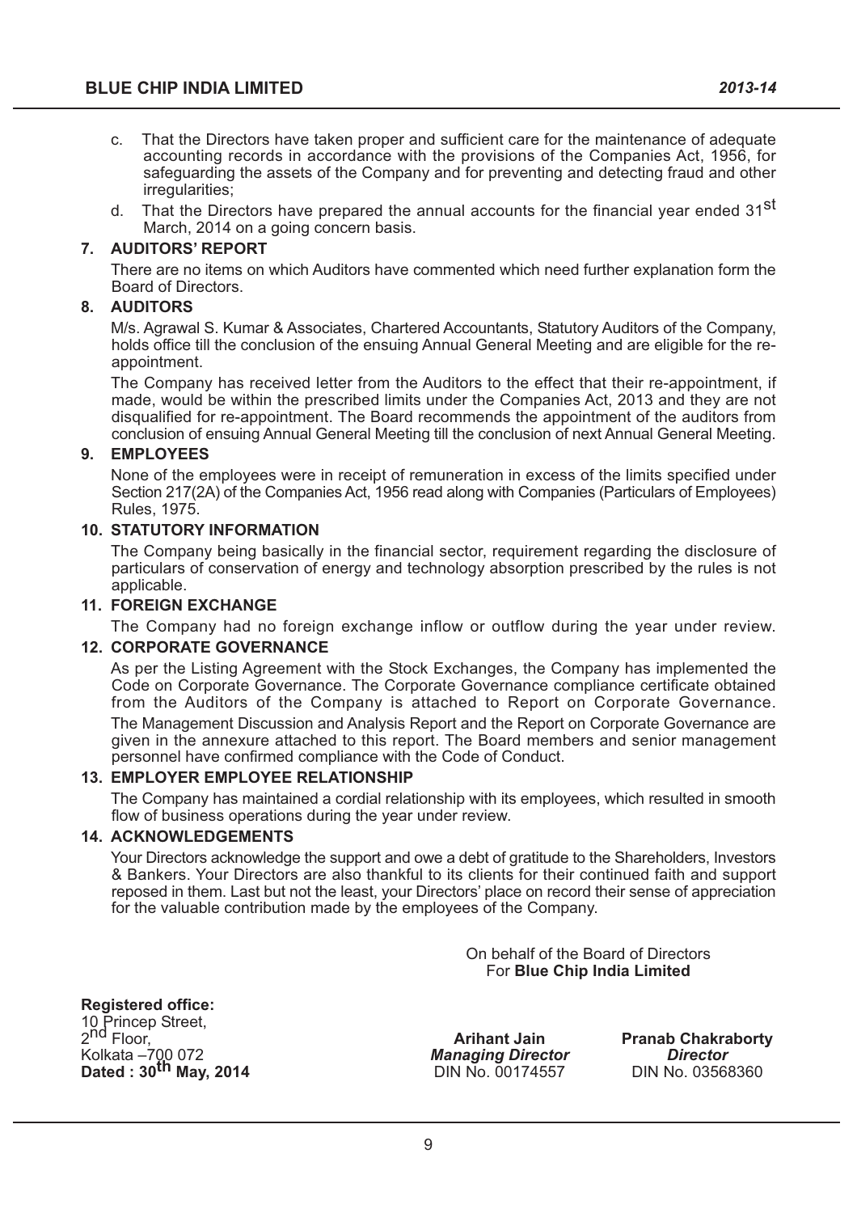c. That the Directors have taken proper and sufficient care for the maintenance of adequate accounting records in accordance with the provisions of the Companies Act, 1956, for safeguarding the assets of the Company and for preventing and detecting fraud and other irregularities;

d. That the Directors have prepared the annual accounts for the financial year ended 31st March, 2014 on a going concern basis.

## 7. AUDITORS' REPORT

There are no items on which Auditors have commented which need further explanation form the Board of Directors.

## 8. AUDITORS

M/s. Agrawal S. Kumar & Associates, Chartered Accountants, Statutory Auditors of the Company, holds office till the conclusion of the ensuing Annual General Meeting and are eligible for the re-appointment.

The Company has received letter from the Auditors to the effect that their re-appointment, if made, would be within the prescribed limits under the Companies Act, 2013 and they are not disqualified for re-appointment. The Board recommends the appointment of the auditors from conclusion of ensuing Annual General Meeting till the conclusion of next Annual General Meeting.

## 9. EMPLOYEES

None of the employees were in receipt of remuneration in excess of the limits specified under Section 217(2A) of the Companies Act, 1956 read along with Companies (Particulars of Employees) Rules, 1975.

## 10. STATUTORY INFORMATION

The Company being basically in the financial sector, requirement regarding the disclosure of particulars of conservation of energy and technology absorption prescribed by the rules is not applicable.

## 11. FOREIGN EXCHANGE

The Company had no foreign exchange inflow or outflow during the year under review.

## 12. CORPORATE GOVERNANCE

As per the Listing Agreement with the Stock Exchanges, the Company has implemented the Code on Corporate Governance. The Corporate Governance compliance certificate obtained from the Auditors of the Company is attached to Report on Corporate Governance.

The Management Discussion and Analysis Report and the Report on Corporate Governance are given in the annexure attached to this report. The Board members and senior management personnel have confirmed compliance with the Code of Conduct.

## 13. EMPLOYER EMPLOYEE RELATIONSHIP

The Company has maintained a cordial relationship with its employees, which resulted in smooth flow of business operations during the year under review.

## 14. ACKNOWLEDGEMENTS

Your Directors acknowledge the support and owe a debt of gratitude to the Shareholders, Investors & Bankers. Your Directors are also thankful to its clients for their continued faith and support reposed in them. Last but not the least, your Directors' place on record their sense of appreciation for the valuable contribution made by the employees of the Company.

On behalf of the Board of Directors
For **Blue Chip India Limited**

**Registered office:**
10 Princep Street,
2nd Floor,
Kolkata –700 072
**Dated : 30th May, 2014**

**Arihant Jain**
***Managing Director***
DIN No. 00174557

**Pranab Chakraborty**
***Director***
DIN No. 03568360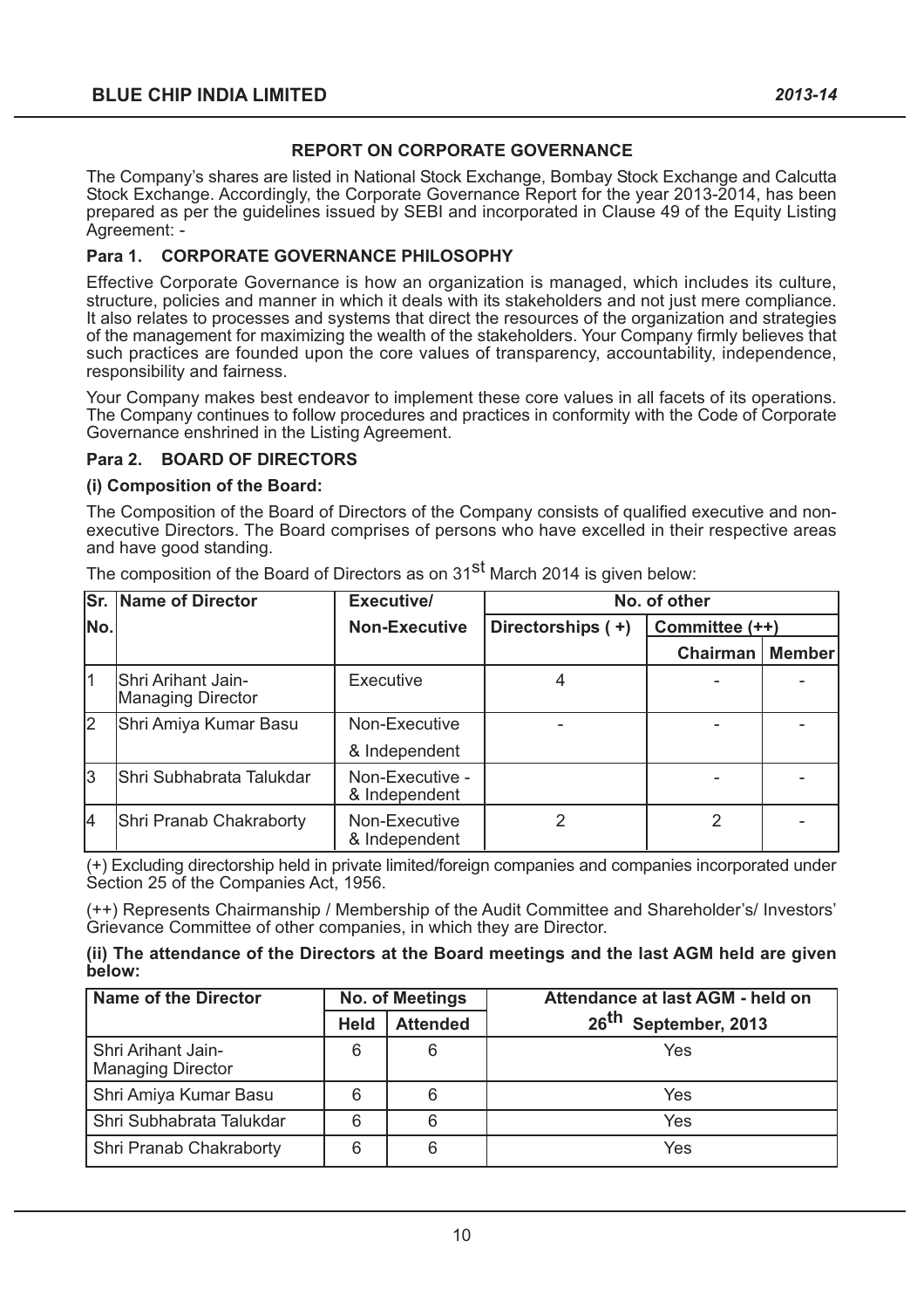## REPORT ON CORPORATE GOVERNANCE

The Company's shares are listed in National Stock Exchange, Bombay Stock Exchange and Calcutta Stock Exchange. Accordingly, the Corporate Governance Report for the year 2013-2014, has been prepared as per the guidelines issued by SEBI and incorporated in Clause 49 of the Equity Listing Agreement: -

### Para 1. CORPORATE GOVERNANCE PHILOSOPHY

Effective Corporate Governance is how an organization is managed, which includes its culture, structure, policies and manner in which it deals with its stakeholders and not just mere compliance. It also relates to processes and systems that direct the resources of the organization and strategies of the management for maximizing the wealth of the stakeholders. Your Company firmly believes that such practices are founded upon the core values of transparency, accountability, independence, responsibility and fairness.

Your Company makes best endeavor to implement these core values in all facets of its operations. The Company continues to follow procedures and practices in conformity with the Code of Corporate Governance enshrined in the Listing Agreement.

### Para 2. BOARD OF DIRECTORS

**(i) Composition of the Board:**

The Composition of the Board of Directors of the Company consists of qualified executive and non-executive Directors. The Board comprises of persons who have excelled in their respective areas and have good standing.

The composition of the Board of Directors as on 31st March 2014 is given below:

| Sr. No. | Name of Director | Executive/ Non-Executive | No. of other Directorships ( +) | Committee (++) | |
|---|---|---|---|---|---|
| | | | | Chairman | Member |
| 1 | Shri Arihant Jain- Managing Director | Executive | 4 | - | - |
| 2 | Shri Amiya Kumar Basu | Non-Executive & Independent | - | - | - |
| 3 | Shri Subhabrata Talukdar | Non-Executive - & Independent | | - | - |
| 4 | Shri Pranab Chakraborty | Non-Executive & Independent | 2 | 2 | - |

(+) Excluding directorship held in private limited/foreign companies and companies incorporated under Section 25 of the Companies Act, 1956.

(++) Represents Chairmanship / Membership of the Audit Committee and Shareholder's/ Investors' Grievance Committee of other companies, in which they are Director.

**(ii) The attendance of the Directors at the Board meetings and the last AGM held are given below:**

| Name of the Director | No. of Meetings | | Attendance at last AGM - held on 26th September, 2013 |
|---|---|---|---|
| | Held | Attended | |
| Shri Arihant Jain- Managing Director | 6 | 6 | Yes |
| Shri Amiya Kumar Basu | 6 | 6 | Yes |
| Shri Subhabrata Talukdar | 6 | 6 | Yes |
| Shri Pranab Chakraborty | 6 | 6 | Yes |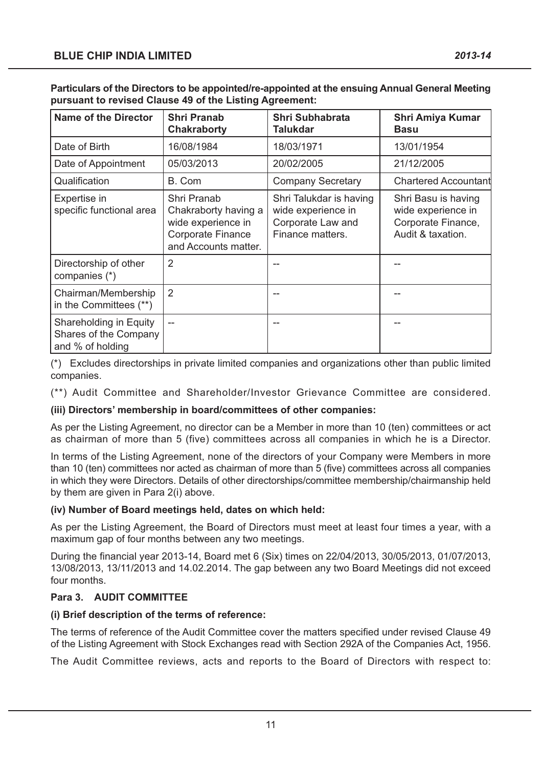**Particulars of the Directors to be appointed/re-appointed at the ensuing Annual General Meeting pursuant to revised Clause 49 of the Listing Agreement:**

| Name of the Director | Shri Pranab Chakraborty | Shri Subhabrata Talukdar | Shri Amiya Kumar Basu |
|---|---|---|---|
| Date of Birth | 16/08/1984 | 18/03/1971 | 13/01/1954 |
| Date of Appointment | 05/03/2013 | 20/02/2005 | 21/12/2005 |
| Qualification | B. Com | Company Secretary | Chartered Accountant |
| Expertise in specific functional area | Shri Pranab Chakraborty having a wide experience in Corporate Finance and Accounts matter. | Shri Talukdar is having wide experience in Corporate Law and Finance matters. | Shri Basu is having wide experience in Corporate Finance, Audit & taxation. |
| Directorship of other companies (*) | 2 | -- | -- |
| Chairman/Membership in the Committees (**) | 2 | -- | -- |
| Shareholding in Equity Shares of the Company and % of holding | -- | -- | -- |

(*) Excludes directorships in private limited companies and organizations other than public limited companies.

(**) Audit Committee and Shareholder/Investor Grievance Committee are considered.

**(iii) Directors' membership in board/committees of other companies:**

As per the Listing Agreement, no director can be a Member in more than 10 (ten) committees or act as chairman of more than 5 (five) committees across all companies in which he is a Director.

In terms of the Listing Agreement, none of the directors of your Company were Members in more than 10 (ten) committees nor acted as chairman of more than 5 (five) committees across all companies in which they were Directors. Details of other directorships/committee membership/chairmanship held by them are given in Para 2(i) above.

**(iv) Number of Board meetings held, dates on which held:**

As per the Listing Agreement, the Board of Directors must meet at least four times a year, with a maximum gap of four months between any two meetings.

During the financial year 2013-14, Board met 6 (Six) times on 22/04/2013, 30/05/2013, 01/07/2013, 13/08/2013, 13/11/2013 and 14.02.2014. The gap between any two Board Meetings did not exceed four months.

**Para 3. AUDIT COMMITTEE**

**(i) Brief description of the terms of reference:**

The terms of reference of the Audit Committee cover the matters specified under revised Clause 49 of the Listing Agreement with Stock Exchanges read with Section 292A of the Companies Act, 1956.

The Audit Committee reviews, acts and reports to the Board of Directors with respect to: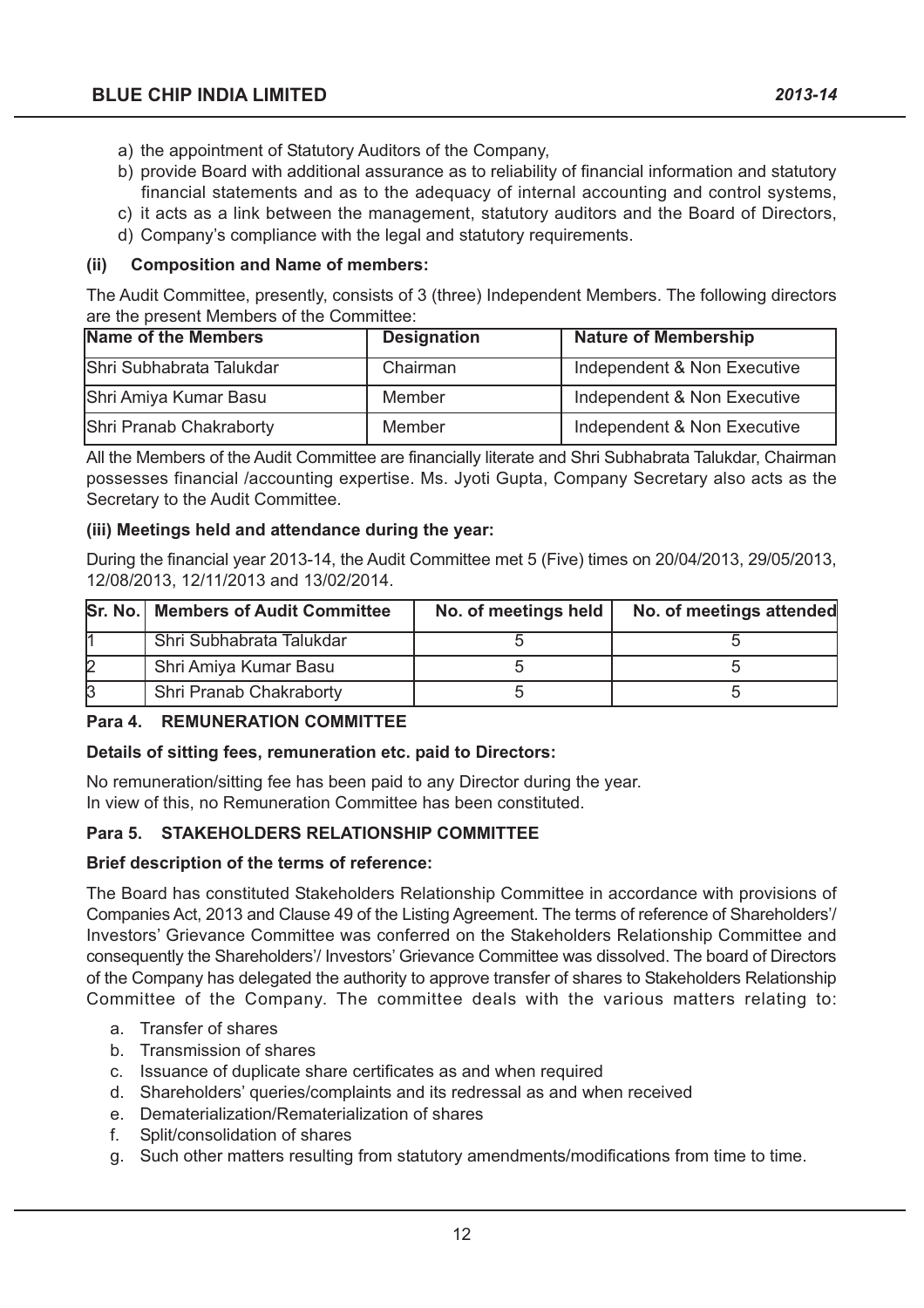a) the appointment of Statutory Auditors of the Company,
b) provide Board with additional assurance as to reliability of financial information and statutory financial statements and as to the adequacy of internal accounting and control systems,
c) it acts as a link between the management, statutory auditors and the Board of Directors,
d) Company's compliance with the legal and statutory requirements.

**(ii) Composition and Name of members:**

The Audit Committee, presently, consists of 3 (three) Independent Members. The following directors are the present Members of the Committee:

| Name of the Members | Designation | Nature of Membership |
|---|---|---|
| Shri Subhabrata Talukdar | Chairman | Independent & Non Executive |
| Shri Amiya Kumar Basu | Member | Independent & Non Executive |
| Shri Pranab Chakraborty | Member | Independent & Non Executive |

All the Members of the Audit Committee are financially literate and Shri Subhabrata Talukdar, Chairman possesses financial /accounting expertise. Ms. Jyoti Gupta, Company Secretary also acts as the Secretary to the Audit Committee.

**(iii) Meetings held and attendance during the year:**

During the financial year 2013-14, the Audit Committee met 5 (Five) times on 20/04/2013, 29/05/2013, 12/08/2013, 12/11/2013 and 13/02/2014.

| Sr. No. | Members of Audit Committee | No. of meetings held | No. of meetings attended |
|---|---|---|---|
| 1 | Shri Subhabrata Talukdar | 5 | 5 |
| 2 | Shri Amiya Kumar Basu | 5 | 5 |
| 3 | Shri Pranab Chakraborty | 5 | 5 |

**Para 4. REMUNERATION COMMITTEE**

**Details of sitting fees, remuneration etc. paid to Directors:**

No remuneration/sitting fee has been paid to any Director during the year.
In view of this, no Remuneration Committee has been constituted.

**Para 5. STAKEHOLDERS RELATIONSHIP COMMITTEE**

**Brief description of the terms of reference:**

The Board has constituted Stakeholders Relationship Committee in accordance with provisions of Companies Act, 2013 and Clause 49 of the Listing Agreement. The terms of reference of Shareholders'/ Investors' Grievance Committee was conferred on the Stakeholders Relationship Committee and consequently the Shareholders'/ Investors' Grievance Committee was dissolved. The board of Directors of the Company has delegated the authority to approve transfer of shares to Stakeholders Relationship Committee of the Company. The committee deals with the various matters relating to:

a. Transfer of shares
b. Transmission of shares
c. Issuance of duplicate share certificates as and when required
d. Shareholders' queries/complaints and its redressal as and when received
e. Dematerialization/Rematerialization of shares
f. Split/consolidation of shares
g. Such other matters resulting from statutory amendments/modifications from time to time.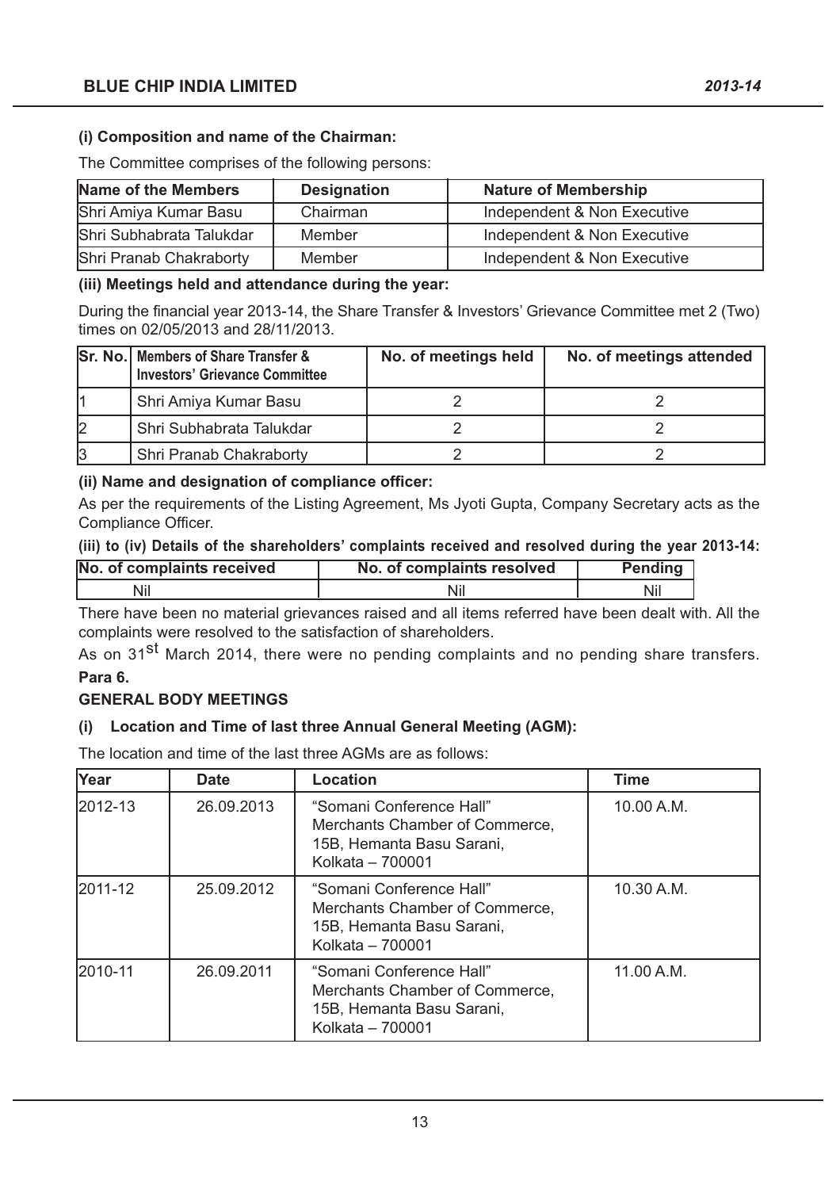**(i) Composition and name of the Chairman:**

The Committee comprises of the following persons:

| Name of the Members | Designation | Nature of Membership |
|---|---|---|
| Shri Amiya Kumar Basu | Chairman | Independent & Non Executive |
| Shri Subhabrata Talukdar | Member | Independent & Non Executive |
| Shri Pranab Chakraborty | Member | Independent & Non Executive |

**(iii) Meetings held and attendance during the year:**

During the financial year 2013-14, the Share Transfer & Investors' Grievance Committee met 2 (Two) times on 02/05/2013 and 28/11/2013.

| Sr. No. | Members of Share Transfer & Investors' Grievance Committee | No. of meetings held | No. of meetings attended |
|---|---|---|---|
| 1 | Shri Amiya Kumar Basu | 2 | 2 |
| 2 | Shri Subhabrata Talukdar | 2 | 2 |
| 3 | Shri Pranab Chakraborty | 2 | 2 |

**(ii) Name and designation of compliance officer:**

As per the requirements of the Listing Agreement, Ms Jyoti Gupta, Company Secretary acts as the Compliance Officer.

**(iii) to (iv) Details of the shareholders' complaints received and resolved during the year 2013-14:**

| No. of complaints received | No. of complaints resolved | Pending |
|---|---|---|
| Nil | Nil | Nil |

There have been no material grievances raised and all items referred have been dealt with. All the complaints were resolved to the satisfaction of shareholders.

As on 31st March 2014, there were no pending complaints and no pending share transfers.

**Para 6.**

**GENERAL BODY MEETINGS**

**(i) Location and Time of last three Annual General Meeting (AGM):**

The location and time of the last three AGMs are as follows:

| Year | Date | Location | Time |
|---|---|---|---|
| 2012-13 | 26.09.2013 | "Somani Conference Hall" Merchants Chamber of Commerce, 15B, Hemanta Basu Sarani, Kolkata – 700001 | 10.00 A.M. |
| 2011-12 | 25.09.2012 | "Somani Conference Hall" Merchants Chamber of Commerce, 15B, Hemanta Basu Sarani, Kolkata – 700001 | 10.30 A.M. |
| 2010-11 | 26.09.2011 | "Somani Conference Hall" Merchants Chamber of Commerce, 15B, Hemanta Basu Sarani, Kolkata – 700001 | 11.00 A.M. |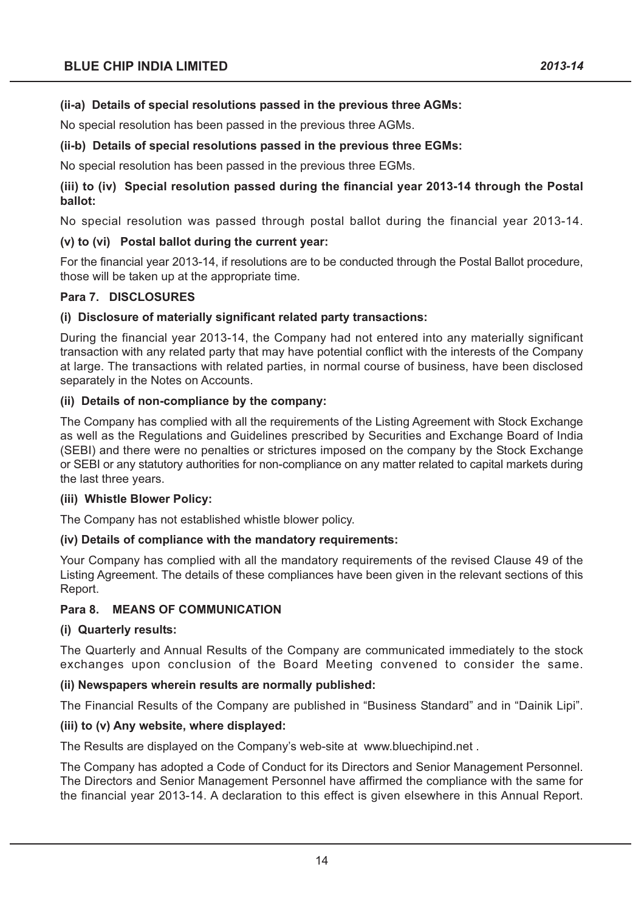**(ii-a) Details of special resolutions passed in the previous three AGMs:**

No special resolution has been passed in the previous three AGMs.

**(ii-b) Details of special resolutions passed in the previous three EGMs:**

No special resolution has been passed in the previous three EGMs.

**(iii) to (iv) Special resolution passed during the financial year 2013-14 through the Postal ballot:**

No special resolution was passed through postal ballot during the financial year 2013-14.

**(v) to (vi) Postal ballot during the current year:**

For the financial year 2013-14, if resolutions are to be conducted through the Postal Ballot procedure, those will be taken up at the appropriate time.

**Para 7. DISCLOSURES**

**(i) Disclosure of materially significant related party transactions:**

During the financial year 2013-14, the Company had not entered into any materially significant transaction with any related party that may have potential conflict with the interests of the Company at large. The transactions with related parties, in normal course of business, have been disclosed separately in the Notes on Accounts.

**(ii) Details of non-compliance by the company:**

The Company has complied with all the requirements of the Listing Agreement with Stock Exchange as well as the Regulations and Guidelines prescribed by Securities and Exchange Board of India (SEBI) and there were no penalties or strictures imposed on the company by the Stock Exchange or SEBI or any statutory authorities for non-compliance on any matter related to capital markets during the last three years.

**(iii) Whistle Blower Policy:**

The Company has not established whistle blower policy.

**(iv) Details of compliance with the mandatory requirements:**

Your Company has complied with all the mandatory requirements of the revised Clause 49 of the Listing Agreement. The details of these compliances have been given in the relevant sections of this Report.

**Para 8. MEANS OF COMMUNICATION**

**(i) Quarterly results:**

The Quarterly and Annual Results of the Company are communicated immediately to the stock exchanges upon conclusion of the Board Meeting convened to consider the same.

**(ii) Newspapers wherein results are normally published:**

The Financial Results of the Company are published in "Business Standard" and in "Dainik Lipi".

**(iii) to (v) Any website, where displayed:**

The Results are displayed on the Company's web-site at www.bluechipind.net .

The Company has adopted a Code of Conduct for its Directors and Senior Management Personnel. The Directors and Senior Management Personnel have affirmed the compliance with the same for the financial year 2013-14. A declaration to this effect is given elsewhere in this Annual Report.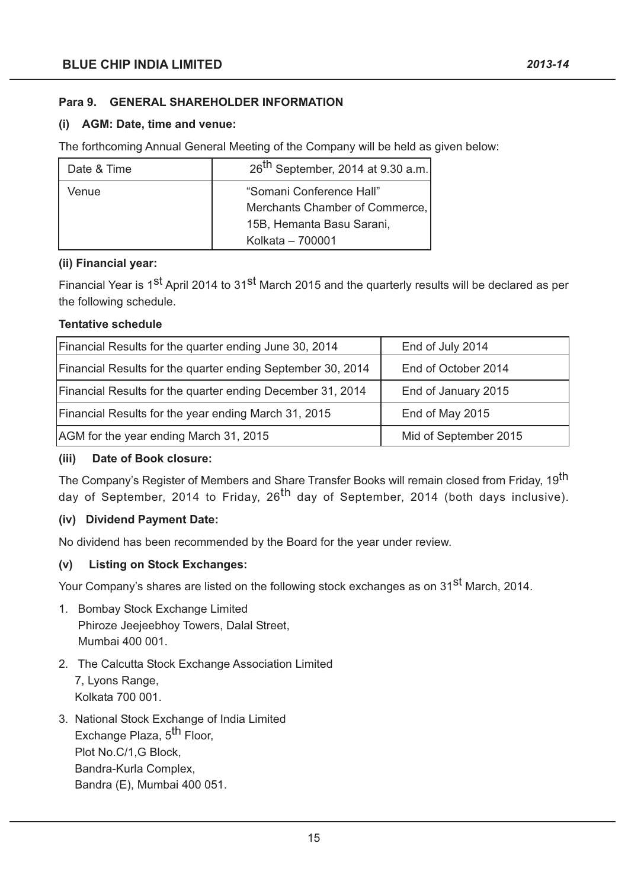### Para 9. GENERAL SHAREHOLDER INFORMATION

**(i) AGM: Date, time and venue:**

The forthcoming Annual General Meeting of the Company will be held as given below:

| | |
|---|---|
| Date & Time | 26th September, 2014 at 9.30 a.m. |
| Venue | “Somani Conference Hall” Merchants Chamber of Commerce, 15B, Hemanta Basu Sarani, Kolkata – 700001 |

**(ii) Financial year:**

Financial Year is 1st April 2014 to 31st March 2015 and the quarterly results will be declared as per the following schedule.

**Tentative schedule**

| | |
|---|---|
| Financial Results for the quarter ending June 30, 2014 | End of July 2014 |
| Financial Results for the quarter ending September 30, 2014 | End of October 2014 |
| Financial Results for the quarter ending December 31, 2014 | End of January 2015 |
| Financial Results for the year ending March 31, 2015 | End of May 2015 |
| AGM for the year ending March 31, 2015 | Mid of September 2015 |

**(iii) Date of Book closure:**

The Company’s Register of Members and Share Transfer Books will remain closed from Friday, 19th day of September, 2014 to Friday, 26th day of September, 2014 (both days inclusive).

**(iv) Dividend Payment Date:**

No dividend has been recommended by the Board for the year under review.

**(v) Listing on Stock Exchanges:**

Your Company’s shares are listed on the following stock exchanges as on 31st March, 2014.

1. Bombay Stock Exchange Limited
   Phiroze Jeejeebhoy Towers, Dalal Street,
   Mumbai 400 001.
2. The Calcutta Stock Exchange Association Limited
   7, Lyons Range,
   Kolkata 700 001.
3. National Stock Exchange of India Limited
   Exchange Plaza, 5th Floor,
   Plot No.C/1,G Block,
   Bandra-Kurla Complex,
   Bandra (E), Mumbai 400 051.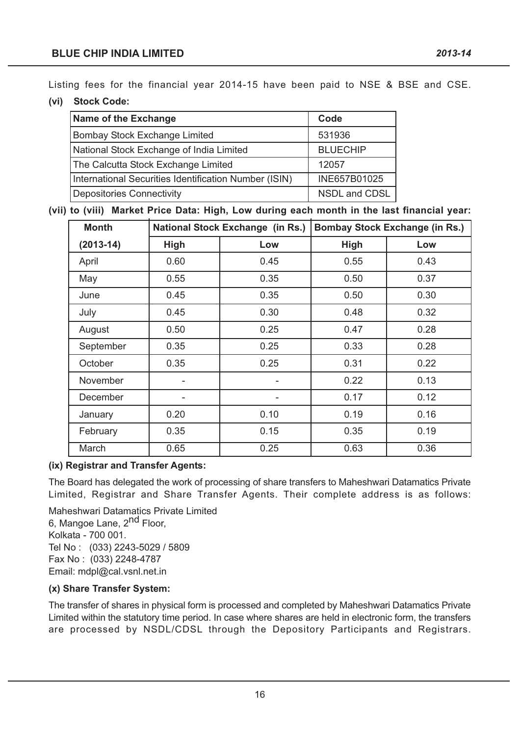Listing fees for the financial year 2014-15 have been paid to NSE & BSE and CSE.

**(vi) Stock Code:**

| Name of the Exchange | Code |
|---|---|
| Bombay Stock Exchange Limited | 531936 |
| National Stock Exchange of India Limited | BLUECHIP |
| The Calcutta Stock Exchange Limited | 12057 |
| International Securities Identification Number (ISIN) | INE657B01025 |
| Depositories Connectivity | NSDL and CDSL |

**(vii) to (viii) Market Price Data: High, Low during each month in the last financial year:**

| Month | National Stock Exchange (in Rs.) | | Bombay Stock Exchange (in Rs.) | |
|---|---|---|---|---|
| (2013-14) | High | Low | High | Low |
| April | 0.60 | 0.45 | 0.55 | 0.43 |
| May | 0.55 | 0.35 | 0.50 | 0.37 |
| June | 0.45 | 0.35 | 0.50 | 0.30 |
| July | 0.45 | 0.30 | 0.48 | 0.32 |
| August | 0.50 | 0.25 | 0.47 | 0.28 |
| September | 0.35 | 0.25 | 0.33 | 0.28 |
| October | 0.35 | 0.25 | 0.31 | 0.22 |
| November | - | - | 0.22 | 0.13 |
| December | - | - | 0.17 | 0.12 |
| January | 0.20 | 0.10 | 0.19 | 0.16 |
| February | 0.35 | 0.15 | 0.35 | 0.19 |
| March | 0.65 | 0.25 | 0.63 | 0.36 |

**(ix) Registrar and Transfer Agents:**

The Board has delegated the work of processing of share transfers to Maheshwari Datamatics Private Limited, Registrar and Share Transfer Agents. Their complete address is as follows:

Maheshwari Datamatics Private Limited
6, Mangoe Lane, 2nd Floor,
Kolkata - 700 001.
Tel No : (033) 2243-5029 / 5809
Fax No : (033) 2248-4787
Email: mdpl@cal.vsnl.net.in

**(x) Share Transfer System:**

The transfer of shares in physical form is processed and completed by Maheshwari Datamatics Private Limited within the statutory time period. In case where shares are held in electronic form, the transfers are processed by NSDL/CDSL through the Depository Participants and Registrars.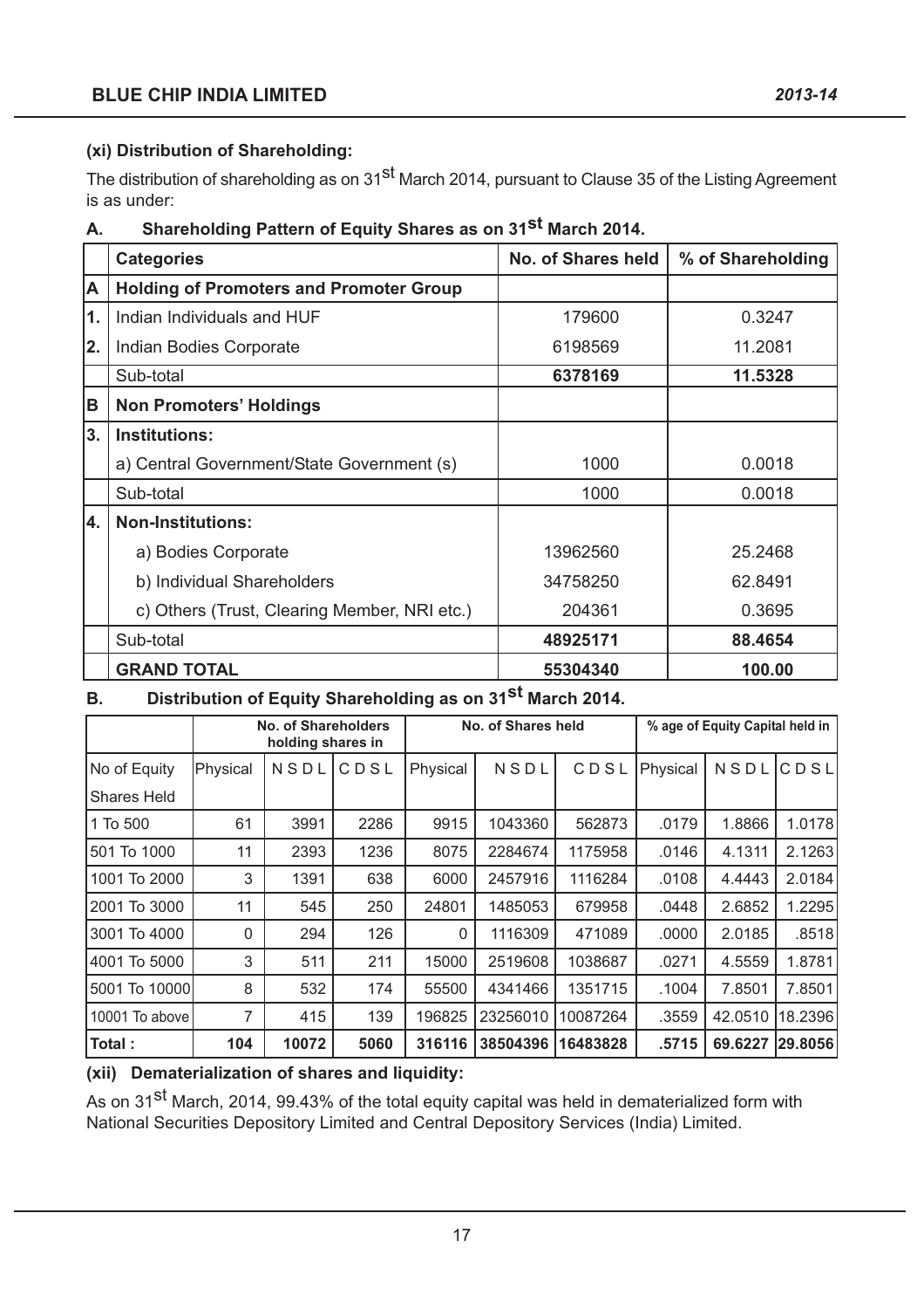**(xi) Distribution of Shareholding:**

The distribution of shareholding as on 31st March 2014, pursuant to Clause 35 of the Listing Agreement is as under:

**A. Shareholding Pattern of Equity Shares as on 31st March 2014.**

| | Categories | No. of Shares held | % of Shareholding |
|---|---|---|---|
| A | **Holding of Promoters and Promoter Group** | | |
| 1. | Indian Individuals and HUF | 179600 | 0.3247 |
| 2. | Indian Bodies Corporate | 6198569 | 11.2081 |
| | Sub-total | **6378169** | **11.5328** |
| B | **Non Promoters' Holdings** | | |
| 3. | **Institutions:** | | |
| | a) Central Government/State Government (s) | 1000 | 0.0018 |
| | Sub-total | 1000 | 0.0018 |
| 4. | **Non-Institutions:** | | |
| | a) Bodies Corporate | 13962560 | 25.2468 |
| | b) Individual Shareholders | 34758250 | 62.8491 |
| | c) Others (Trust, Clearing Member, NRI etc.) | 204361 | 0.3695 |
| | Sub-total | **48925171** | **88.4654** |
| | **GRAND TOTAL** | **55304340** | **100.00** |

**B. Distribution of Equity Shareholding as on 31st March 2014.**

| | No. of Shareholders holding shares in | | | No. of Shares held | | | % age of Equity Capital held in | | |
|---|---|---|---|---|---|---|---|---|---|
| No of Equity Shares Held | Physical | N S D L | C D S L | Physical | N S D L | C D S L | Physical | N S D L | C D S L |
| 1 To 500 | 61 | 3991 | 2286 | 9915 | 1043360 | 562873 | .0179 | 1.8866 | 1.0178 |
| 501 To 1000 | 11 | 2393 | 1236 | 8075 | 2284674 | 1175958 | .0146 | 4.1311 | 2.1263 |
| 1001 To 2000 | 3 | 1391 | 638 | 6000 | 2457916 | 1116284 | .0108 | 4.4443 | 2.0184 |
| 2001 To 3000 | 11 | 545 | 250 | 24801 | 1485053 | 679958 | .0448 | 2.6852 | 1.2295 |
| 3001 To 4000 | 0 | 294 | 126 | 0 | 1116309 | 471089 | .0000 | 2.0185 | .8518 |
| 4001 To 5000 | 3 | 511 | 211 | 15000 | 2519608 | 1038687 | .0271 | 4.5559 | 1.8781 |
| 5001 To 10000 | 8 | 532 | 174 | 55500 | 4341466 | 1351715 | .1004 | 7.8501 | 7.8501 |
| 10001 To above | 7 | 415 | 139 | 196825 | 23256010 | 10087264 | .3559 | 42.0510 | 18.2396 |
| **Total :** | **104** | **10072** | **5060** | **316116** | **38504396** | **16483828** | **.5715** | **69.6227** | **29.8056** |

**(xii) Dematerialization of shares and liquidity:**

As on 31st March, 2014, 99.43% of the total equity capital was held in dematerialized form with National Securities Depository Limited and Central Depository Services (India) Limited.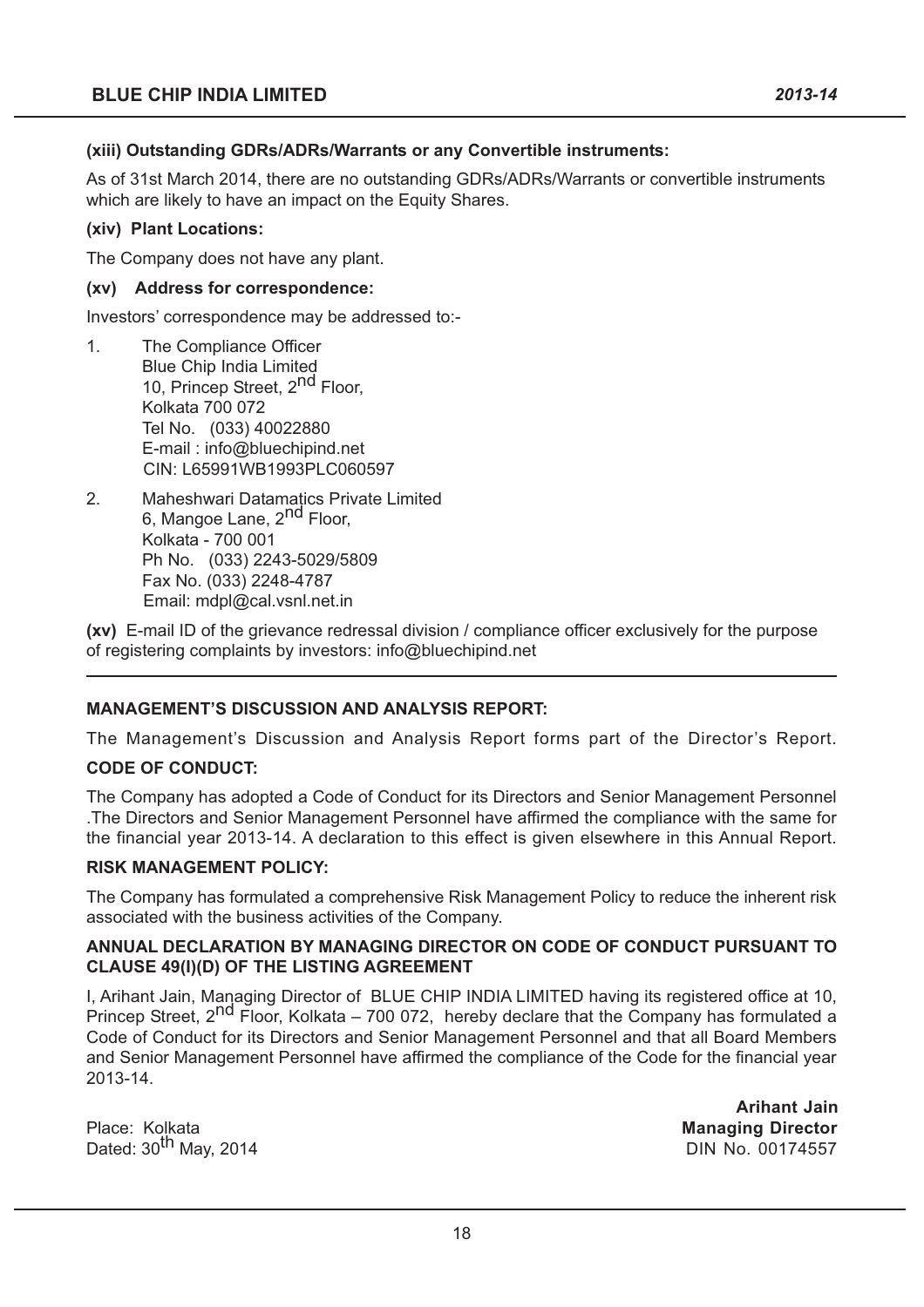**(xiii) Outstanding GDRs/ADRs/Warrants or any Convertible instruments:**

As of 31st March 2014, there are no outstanding GDRs/ADRs/Warrants or convertible instruments which are likely to have an impact on the Equity Shares.

**(xiv) Plant Locations:**

The Company does not have any plant.

**(xv) Address for correspondence:**

Investors' correspondence may be addressed to:-

1. The Compliance Officer
   Blue Chip India Limited
   10, Princep Street, 2nd Floor,
   Kolkata 700 072
   Tel No. (033) 40022880
   E-mail : info@bluechipind.net
   CIN: L65991WB1993PLC060597

2. Maheshwari Datamatics Private Limited
   6, Mangoe Lane, 2nd Floor,
   Kolkata - 700 001
   Ph No. (033) 2243-5029/5809
   Fax No. (033) 2248-4787
   Email: mdpl@cal.vsnl.net.in

**(xv)** E-mail ID of the grievance redressal division / compliance officer exclusively for the purpose of registering complaints by investors: info@bluechipind.net

**MANAGEMENT'S DISCUSSION AND ANALYSIS REPORT:**

The Management's Discussion and Analysis Report forms part of the Director's Report.

**CODE OF CONDUCT:**

The Company has adopted a Code of Conduct for its Directors and Senior Management Personnel .The Directors and Senior Management Personnel have affirmed the compliance with the same for the financial year 2013-14. A declaration to this effect is given elsewhere in this Annual Report.

**RISK MANAGEMENT POLICY:**

The Company has formulated a comprehensive Risk Management Policy to reduce the inherent risk associated with the business activities of the Company.

**ANNUAL DECLARATION BY MANAGING DIRECTOR ON CODE OF CONDUCT PURSUANT TO CLAUSE 49(I)(D) OF THE LISTING AGREEMENT**

I, Arihant Jain, Managing Director of BLUE CHIP INDIA LIMITED having its registered office at 10, Princep Street, 2nd Floor, Kolkata – 700 072, hereby declare that the Company has formulated a Code of Conduct for its Directors and Senior Management Personnel and that all Board Members and Senior Management Personnel have affirmed the compliance of the Code for the financial year 2013-14.

Place: Kolkata
Dated: 30th May, 2014

**Arihant Jain**
**Managing Director**
DIN No. 00174557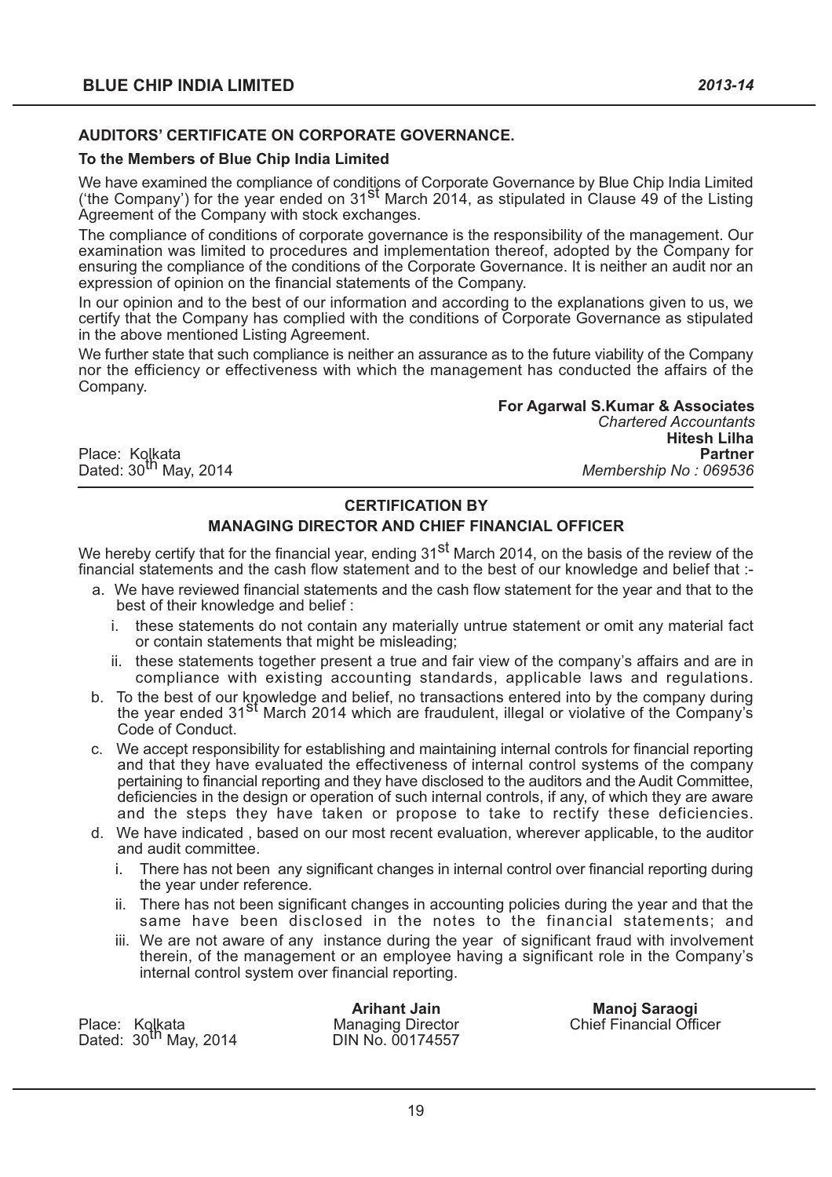## AUDITORS' CERTIFICATE ON CORPORATE GOVERNANCE.

**To the Members of Blue Chip India Limited**

We have examined the compliance of conditions of Corporate Governance by Blue Chip India Limited ('the Company') for the year ended on 31st March 2014, as stipulated in Clause 49 of the Listing Agreement of the Company with stock exchanges.

The compliance of conditions of corporate governance is the responsibility of the management. Our examination was limited to procedures and implementation thereof, adopted by the Company for ensuring the compliance of the conditions of the Corporate Governance. It is neither an audit nor an expression of opinion on the financial statements of the Company.

In our opinion and to the best of our information and according to the explanations given to us, we certify that the Company has complied with the conditions of Corporate Governance as stipulated in the above mentioned Listing Agreement.

We further state that such compliance is neither an assurance as to the future viability of the Company nor the efficiency or effectiveness with which the management has conducted the affairs of the Company.

**For Agarwal S.Kumar & Associates**
*Chartered Accountants*
**Hitesh Lilha**
**Partner**
*Membership No : 069536*

Place: Kolkata
Dated: 30th May, 2014

## CERTIFICATION BY MANAGING DIRECTOR AND CHIEF FINANCIAL OFFICER

We hereby certify that for the financial year, ending 31st March 2014, on the basis of the review of the financial statements and the cash flow statement and to the best of our knowledge and belief that :-

a. We have reviewed financial statements and the cash flow statement for the year and that to the best of their knowledge and belief :
   i. these statements do not contain any materially untrue statement or omit any material fact or contain statements that might be misleading;
   ii. these statements together present a true and fair view of the company's affairs and are in compliance with existing accounting standards, applicable laws and regulations.

b. To the best of our knowledge and belief, no transactions entered into by the company during the year ended 31st March 2014 which are fraudulent, illegal or violative of the Company's Code of Conduct.

c. We accept responsibility for establishing and maintaining internal controls for financial reporting and that they have evaluated the effectiveness of internal control systems of the company pertaining to financial reporting and they have disclosed to the auditors and the Audit Committee, deficiencies in the design or operation of such internal controls, if any, of which they are aware and the steps they have taken or propose to take to rectify these deficiencies.

d. We have indicated , based on our most recent evaluation, wherever applicable, to the auditor and audit committee.
   i. There has not been any significant changes in internal control over financial reporting during the year under reference.
   ii. There has not been significant changes in accounting policies during the year and that the same have been disclosed in the notes to the financial statements; and
   iii. We are not aware of any instance during the year of significant fraud with involvement therein, of the management or an employee having a significant role in the Company's internal control system over financial reporting.

Place: Kolkata
Dated: 30th May, 2014

**Arihant Jain**
Managing Director
DIN No. 00174557

**Manoj Saraogi**
Chief Financial Officer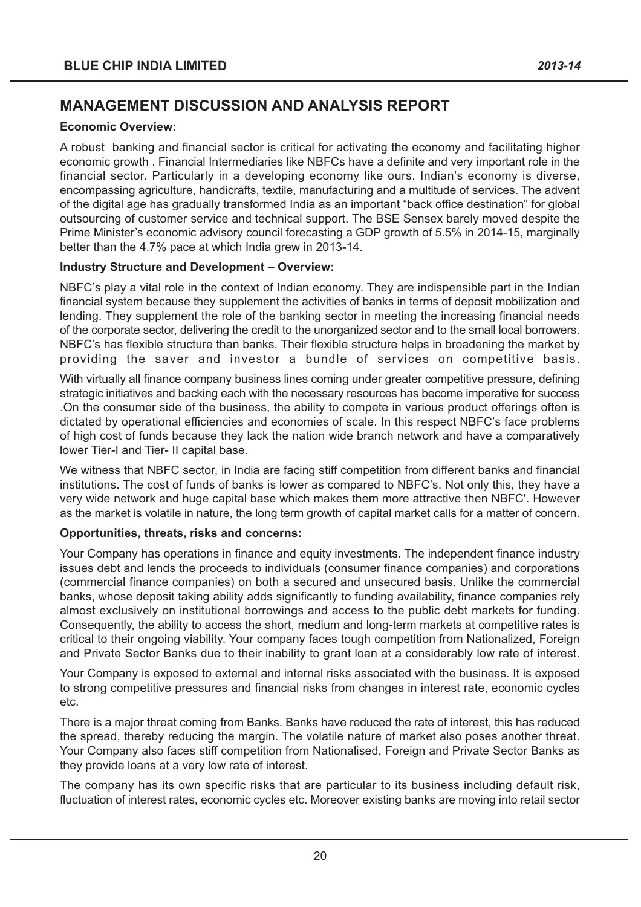## MANAGEMENT DISCUSSION AND ANALYSIS REPORT

**Economic Overview:**

A robust banking and financial sector is critical for activating the economy and facilitating higher economic growth . Financial Intermediaries like NBFCs have a definite and very important role in the financial sector. Particularly in a developing economy like ours. Indian's economy is diverse, encompassing agriculture, handicrafts, textile, manufacturing and a multitude of services. The advent of the digital age has gradually transformed India as an important "back office destination" for global outsourcing of customer service and technical support. The BSE Sensex barely moved despite the Prime Minister's economic advisory council forecasting a GDP growth of 5.5% in 2014-15, marginally better than the 4.7% pace at which India grew in 2013-14.

**Industry Structure and Development – Overview:**

NBFC's play a vital role in the context of Indian economy. They are indispensible part in the Indian financial system because they supplement the activities of banks in terms of deposit mobilization and lending. They supplement the role of the banking sector in meeting the increasing financial needs of the corporate sector, delivering the credit to the unorganized sector and to the small local borrowers. NBFC's has flexible structure than banks. Their flexible structure helps in broadening the market by providing the saver and investor a bundle of services on competitive basis.

With virtually all finance company business lines coming under greater competitive pressure, defining strategic initiatives and backing each with the necessary resources has become imperative for success .On the consumer side of the business, the ability to compete in various product offerings often is dictated by operational efficiencies and economies of scale. In this respect NBFC's face problems of high cost of funds because they lack the nation wide branch network and have a comparatively lower Tier-I and Tier- II capital base.

We witness that NBFC sector, in India are facing stiff competition from different banks and financial institutions. The cost of funds of banks is lower as compared to NBFC's. Not only this, they have a very wide network and huge capital base which makes them more attractive then NBFC'. However as the market is volatile in nature, the long term growth of capital market calls for a matter of concern.

**Opportunities, threats, risks and concerns:**

Your Company has operations in finance and equity investments. The independent finance industry issues debt and lends the proceeds to individuals (consumer finance companies) and corporations (commercial finance companies) on both a secured and unsecured basis. Unlike the commercial banks, whose deposit taking ability adds significantly to funding availability, finance companies rely almost exclusively on institutional borrowings and access to the public debt markets for funding. Consequently, the ability to access the short, medium and long-term markets at competitive rates is critical to their ongoing viability. Your company faces tough competition from Nationalized, Foreign and Private Sector Banks due to their inability to grant loan at a considerably low rate of interest.

Your Company is exposed to external and internal risks associated with the business. It is exposed to strong competitive pressures and financial risks from changes in interest rate, economic cycles etc.

There is a major threat coming from Banks. Banks have reduced the rate of interest, this has reduced the spread, thereby reducing the margin. The volatile nature of market also poses another threat. Your Company also faces stiff competition from Nationalised, Foreign and Private Sector Banks as they provide loans at a very low rate of interest.

The company has its own specific risks that are particular to its business including default risk, fluctuation of interest rates, economic cycles etc. Moreover existing banks are moving into retail sector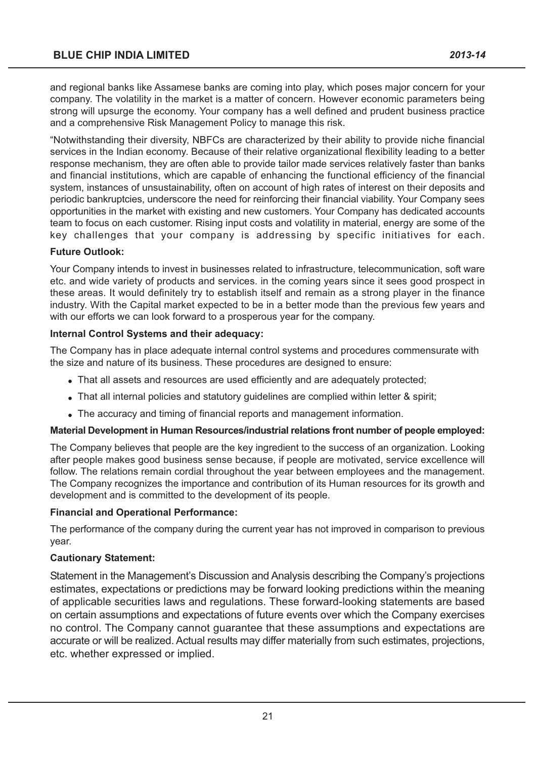and regional banks like Assamese banks are coming into play, which poses major concern for your company. The volatility in the market is a matter of concern. However economic parameters being strong will upsurge the economy. Your company has a well defined and prudent business practice and a comprehensive Risk Management Policy to manage this risk.

"Notwithstanding their diversity, NBFCs are characterized by their ability to provide niche financial services in the Indian economy. Because of their relative organizational flexibility leading to a better response mechanism, they are often able to provide tailor made services relatively faster than banks and financial institutions, which are capable of enhancing the functional efficiency of the financial system, instances of unsustainability, often on account of high rates of interest on their deposits and periodic bankruptcies, underscore the need for reinforcing their financial viability. Your Company sees opportunities in the market with existing and new customers. Your Company has dedicated accounts team to focus on each customer. Rising input costs and volatility in material, energy are some of the key challenges that your company is addressing by specific initiatives for each.

**Future Outlook:**

Your Company intends to invest in businesses related to infrastructure, telecommunication, soft ware etc. and wide variety of products and services. in the coming years since it sees good prospect in these areas. It would definitely try to establish itself and remain as a strong player in the finance industry. With the Capital market expected to be in a better mode than the previous few years and with our efforts we can look forward to a prosperous year for the company.

**Internal Control Systems and their adequacy:**

The Company has in place adequate internal control systems and procedures commensurate with the size and nature of its business. These procedures are designed to ensure:

- That all assets and resources are used efficiently and are adequately protected;
- That all internal policies and statutory guidelines are complied within letter & spirit;
- The accuracy and timing of financial reports and management information.

**Material Development in Human Resources/industrial relations front number of people employed:**

The Company believes that people are the key ingredient to the success of an organization. Looking after people makes good business sense because, if people are motivated, service excellence will follow. The relations remain cordial throughout the year between employees and the management. The Company recognizes the importance and contribution of its Human resources for its growth and development and is committed to the development of its people.

**Financial and Operational Performance:**

The performance of the company during the current year has not improved in comparison to previous year.

**Cautionary Statement:**

Statement in the Management's Discussion and Analysis describing the Company's projections estimates, expectations or predictions may be forward looking predictions within the meaning of applicable securities laws and regulations. These forward-looking statements are based on certain assumptions and expectations of future events over which the Company exercises no control. The Company cannot guarantee that these assumptions and expectations are accurate or will be realized. Actual results may differ materially from such estimates, projections, etc. whether expressed or implied.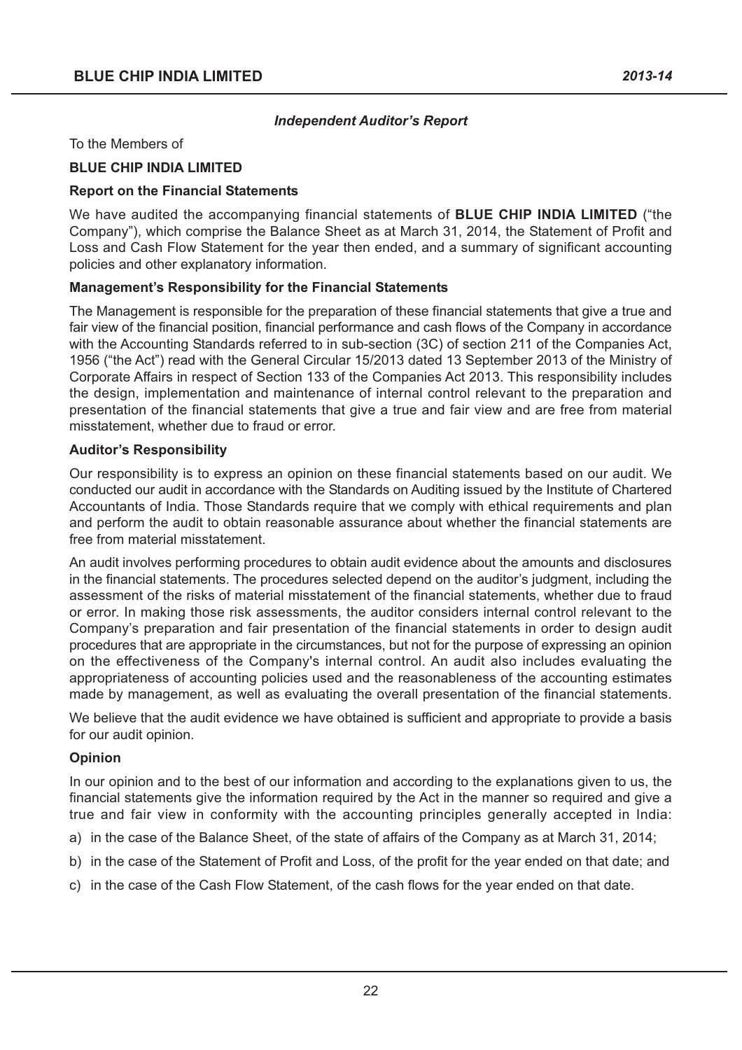## *Independent Auditor's Report*

To the Members of

**BLUE CHIP INDIA LIMITED**

**Report on the Financial Statements**

We have audited the accompanying financial statements of **BLUE CHIP INDIA LIMITED** ("the Company"), which comprise the Balance Sheet as at March 31, 2014, the Statement of Profit and Loss and Cash Flow Statement for the year then ended, and a summary of significant accounting policies and other explanatory information.

**Management's Responsibility for the Financial Statements**

The Management is responsible for the preparation of these financial statements that give a true and fair view of the financial position, financial performance and cash flows of the Company in accordance with the Accounting Standards referred to in sub-section (3C) of section 211 of the Companies Act, 1956 ("the Act") read with the General Circular 15/2013 dated 13 September 2013 of the Ministry of Corporate Affairs in respect of Section 133 of the Companies Act 2013. This responsibility includes the design, implementation and maintenance of internal control relevant to the preparation and presentation of the financial statements that give a true and fair view and are free from material misstatement, whether due to fraud or error.

**Auditor's Responsibility**

Our responsibility is to express an opinion on these financial statements based on our audit. We conducted our audit in accordance with the Standards on Auditing issued by the Institute of Chartered Accountants of India. Those Standards require that we comply with ethical requirements and plan and perform the audit to obtain reasonable assurance about whether the financial statements are free from material misstatement.

An audit involves performing procedures to obtain audit evidence about the amounts and disclosures in the financial statements. The procedures selected depend on the auditor's judgment, including the assessment of the risks of material misstatement of the financial statements, whether due to fraud or error. In making those risk assessments, the auditor considers internal control relevant to the Company's preparation and fair presentation of the financial statements in order to design audit procedures that are appropriate in the circumstances, but not for the purpose of expressing an opinion on the effectiveness of the Company's internal control. An audit also includes evaluating the appropriateness of accounting policies used and the reasonableness of the accounting estimates made by management, as well as evaluating the overall presentation of the financial statements.

We believe that the audit evidence we have obtained is sufficient and appropriate to provide a basis for our audit opinion.

**Opinion**

In our opinion and to the best of our information and according to the explanations given to us, the financial statements give the information required by the Act in the manner so required and give a true and fair view in conformity with the accounting principles generally accepted in India:

a) in the case of the Balance Sheet, of the state of affairs of the Company as at March 31, 2014;

b) in the case of the Statement of Profit and Loss, of the profit for the year ended on that date; and

c) in the case of the Cash Flow Statement, of the cash flows for the year ended on that date.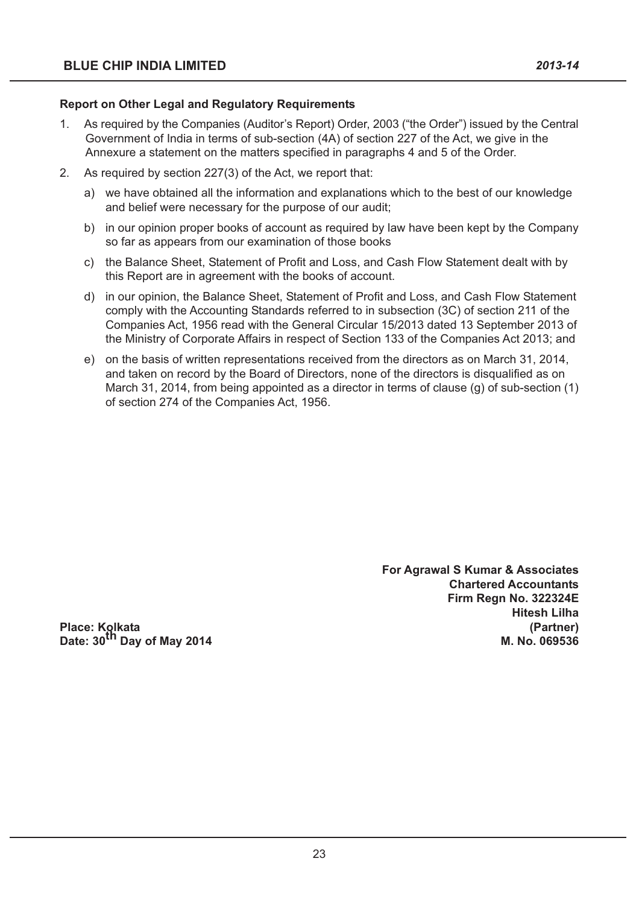**Report on Other Legal and Regulatory Requirements**

1. As required by the Companies (Auditor's Report) Order, 2003 ("the Order") issued by the Central Government of India in terms of sub-section (4A) of section 227 of the Act, we give in the Annexure a statement on the matters specified in paragraphs 4 and 5 of the Order.

2. As required by section 227(3) of the Act, we report that:

   a) we have obtained all the information and explanations which to the best of our knowledge and belief were necessary for the purpose of our audit;

   b) in our opinion proper books of account as required by law have been kept by the Company so far as appears from our examination of those books

   c) the Balance Sheet, Statement of Profit and Loss, and Cash Flow Statement dealt with by this Report are in agreement with the books of account.

   d) in our opinion, the Balance Sheet, Statement of Profit and Loss, and Cash Flow Statement comply with the Accounting Standards referred to in subsection (3C) of section 211 of the Companies Act, 1956 read with the General Circular 15/2013 dated 13 September 2013 of the Ministry of Corporate Affairs in respect of Section 133 of the Companies Act 2013; and

   e) on the basis of written representations received from the directors as on March 31, 2014, and taken on record by the Board of Directors, none of the directors is disqualified as on March 31, 2014, from being appointed as a director in terms of clause (g) of sub-section (1) of section 274 of the Companies Act, 1956.

**For Agrawal S Kumar & Associates**
**Chartered Accountants**
**Firm Regn No. 322324E**
**Hitesh Lilha**
**(Partner)**
**M. No. 069536**

**Place: Kolkata**
**Date: 30th Day of May 2014**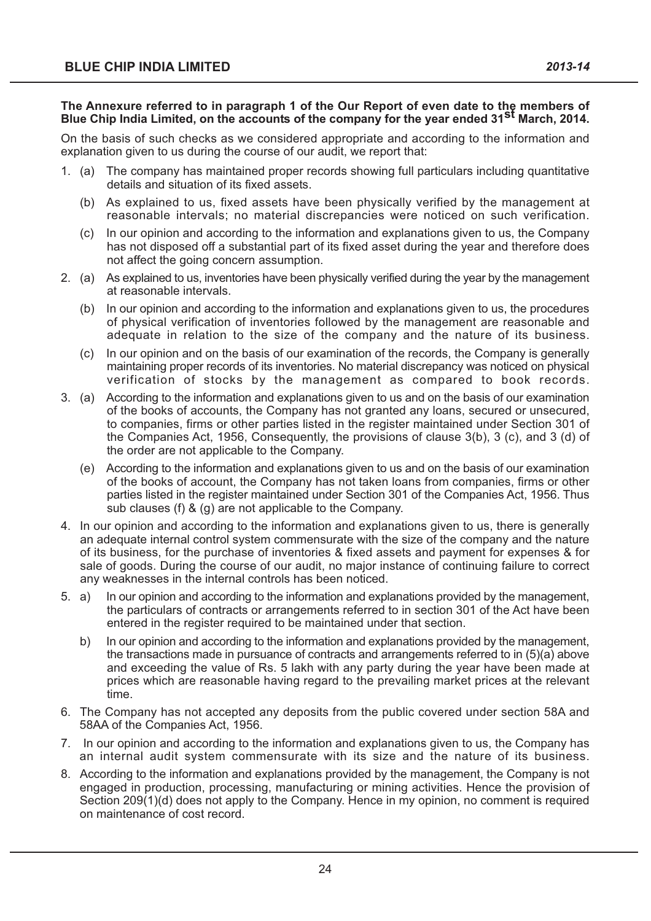**The Annexure referred to in paragraph 1 of the Our Report of even date to the members of Blue Chip India Limited, on the accounts of the company for the year ended 31st March, 2014.**

On the basis of such checks as we considered appropriate and according to the information and explanation given to us during the course of our audit, we report that:

1. (a) The company has maintained proper records showing full particulars including quantitative details and situation of its fixed assets.

   (b) As explained to us, fixed assets have been physically verified by the management at reasonable intervals; no material discrepancies were noticed on such verification.

   (c) In our opinion and according to the information and explanations given to us, the Company has not disposed off a substantial part of its fixed asset during the year and therefore does not affect the going concern assumption.

2. (a) As explained to us, inventories have been physically verified during the year by the management at reasonable intervals.

   (b) In our opinion and according to the information and explanations given to us, the procedures of physical verification of inventories followed by the management are reasonable and adequate in relation to the size of the company and the nature of its business.

   (c) In our opinion and on the basis of our examination of the records, the Company is generally maintaining proper records of its inventories. No material discrepancy was noticed on physical verification of stocks by the management as compared to book records.

3. (a) According to the information and explanations given to us and on the basis of our examination of the books of accounts, the Company has not granted any loans, secured or unsecured, to companies, firms or other parties listed in the register maintained under Section 301 of the Companies Act, 1956, Consequently, the provisions of clause 3(b), 3 (c), and 3 (d) of the order are not applicable to the Company.

   (e) According to the information and explanations given to us and on the basis of our examination of the books of account, the Company has not taken loans from companies, firms or other parties listed in the register maintained under Section 301 of the Companies Act, 1956. Thus sub clauses (f) & (g) are not applicable to the Company.

4. In our opinion and according to the information and explanations given to us, there is generally an adequate internal control system commensurate with the size of the company and the nature of its business, for the purchase of inventories & fixed assets and payment for expenses & for sale of goods. During the course of our audit, no major instance of continuing failure to correct any weaknesses in the internal controls has been noticed.

5. a) In our opinion and according to the information and explanations provided by the management, the particulars of contracts or arrangements referred to in section 301 of the Act have been entered in the register required to be maintained under that section.

   b) In our opinion and according to the information and explanations provided by the management, the transactions made in pursuance of contracts and arrangements referred to in (5)(a) above and exceeding the value of Rs. 5 lakh with any party during the year have been made at prices which are reasonable having regard to the prevailing market prices at the relevant time.

6. The Company has not accepted any deposits from the public covered under section 58A and 58AA of the Companies Act, 1956.

7. In our opinion and according to the information and explanations given to us, the Company has an internal audit system commensurate with its size and the nature of its business.

8. According to the information and explanations provided by the management, the Company is not engaged in production, processing, manufacturing or mining activities. Hence the provision of Section 209(1)(d) does not apply to the Company. Hence in my opinion, no comment is required on maintenance of cost record.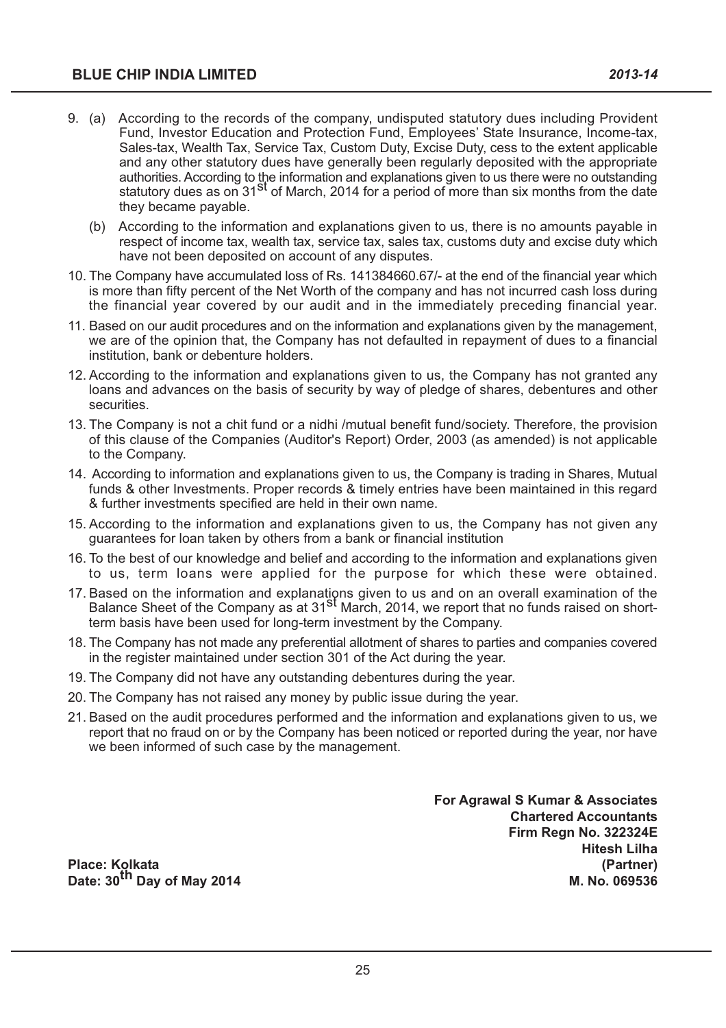9. (a) According to the records of the company, undisputed statutory dues including Provident Fund, Investor Education and Protection Fund, Employees' State Insurance, Income-tax, Sales-tax, Wealth Tax, Service Tax, Custom Duty, Excise Duty, cess to the extent applicable and any other statutory dues have generally been regularly deposited with the appropriate authorities. According to the information and explanations given to us there were no outstanding statutory dues as on 31st of March, 2014 for a period of more than six months from the date they became payable.

   (b) According to the information and explanations given to us, there is no amounts payable in respect of income tax, wealth tax, service tax, sales tax, customs duty and excise duty which have not been deposited on account of any disputes.

10. The Company have accumulated loss of Rs. 141384660.67/- at the end of the financial year which is more than fifty percent of the Net Worth of the company and has not incurred cash loss during the financial year covered by our audit and in the immediately preceding financial year.

11. Based on our audit procedures and on the information and explanations given by the management, we are of the opinion that, the Company has not defaulted in repayment of dues to a financial institution, bank or debenture holders.

12. According to the information and explanations given to us, the Company has not granted any loans and advances on the basis of security by way of pledge of shares, debentures and other securities.

13. The Company is not a chit fund or a nidhi /mutual benefit fund/society. Therefore, the provision of this clause of the Companies (Auditor's Report) Order, 2003 (as amended) is not applicable to the Company.

14. According to information and explanations given to us, the Company is trading in Shares, Mutual funds & other Investments. Proper records & timely entries have been maintained in this regard & further investments specified are held in their own name.

15. According to the information and explanations given to us, the Company has not given any guarantees for loan taken by others from a bank or financial institution

16. To the best of our knowledge and belief and according to the information and explanations given to us, term loans were applied for the purpose for which these were obtained.

17. Based on the information and explanations given to us and on an overall examination of the Balance Sheet of the Company as at 31st March, 2014, we report that no funds raised on short-term basis have been used for long-term investment by the Company.

18. The Company has not made any preferential allotment of shares to parties and companies covered in the register maintained under section 301 of the Act during the year.

19. The Company did not have any outstanding debentures during the year.

20. The Company has not raised any money by public issue during the year.

21. Based on the audit procedures performed and the information and explanations given to us, we report that no fraud on or by the Company has been noticed or reported during the year, nor have we been informed of such case by the management.

**For Agrawal S Kumar & Associates**
**Chartered Accountants**
**Firm Regn No. 322324E**
**Hitesh Lilha**
**(Partner)**
**M. No. 069536**

**Place: Kolkata**
**Date: 30th Day of May 2014**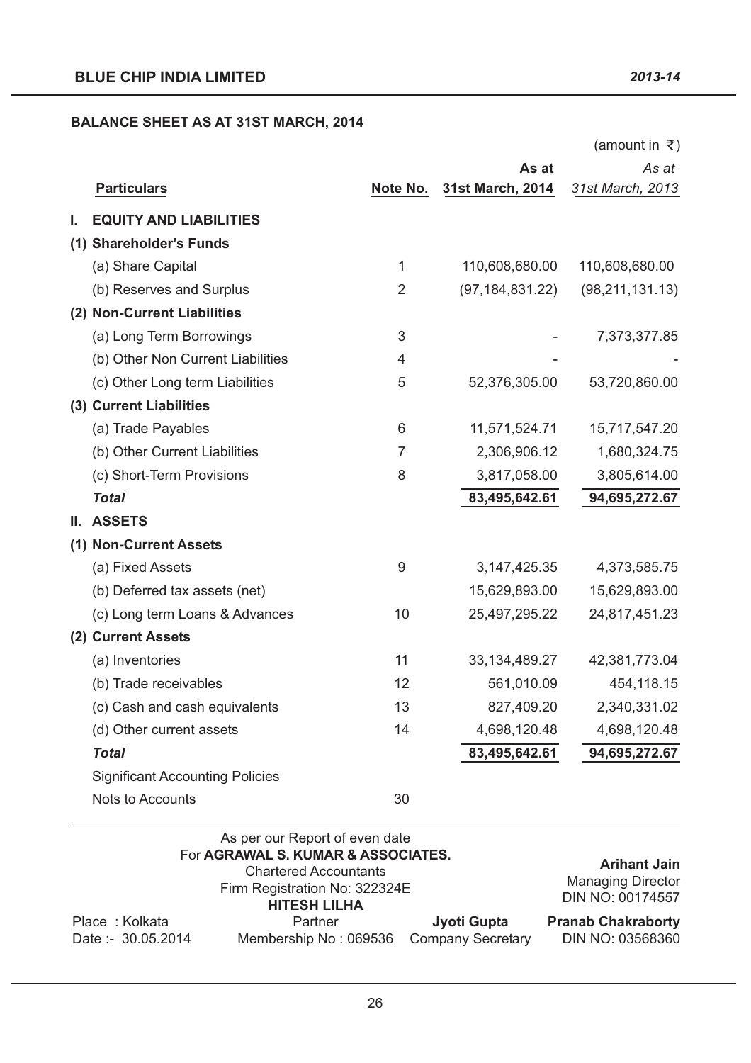## BALANCE SHEET AS AT 31ST MARCH, 2014

(amount in ₹)

| Particulars | Note No. | As at 31st March, 2014 | As at 31st March, 2013 |
|---|---|---|---|
| **I. EQUITY AND LIABILITIES** | | | |
| **(1) Shareholder's Funds** | | | |
| (a) Share Capital | 1 | 110,608,680.00 | 110,608,680.00 |
| (b) Reserves and Surplus | 2 | (97,184,831.22) | (98,211,131.13) |
| **(2) Non-Current Liabilities** | | | |
| (a) Long Term Borrowings | 3 | - | 7,373,377.85 |
| (b) Other Non Current Liabilities | 4 | - | - |
| (c) Other Long term Liabilities | 5 | 52,376,305.00 | 53,720,860.00 |
| **(3) Current Liabilities** | | | |
| (a) Trade Payables | 6 | 11,571,524.71 | 15,717,547.20 |
| (b) Other Current Liabilities | 7 | 2,306,906.12 | 1,680,324.75 |
| (c) Short-Term Provisions | 8 | 3,817,058.00 | 3,805,614.00 |
| ***Total*** | | **83,495,642.61** | **94,695,272.67** |
| **II. ASSETS** | | | |
| **(1) Non-Current Assets** | | | |
| (a) Fixed Assets | 9 | 3,147,425.35 | 4,373,585.75 |
| (b) Deferred tax assets (net) | | 15,629,893.00 | 15,629,893.00 |
| (c) Long term Loans & Advances | 10 | 25,497,295.22 | 24,817,451.23 |
| **(2) Current Assets** | | | |
| (a) Inventories | 11 | 33,134,489.27 | 42,381,773.04 |
| (b) Trade receivables | 12 | 561,010.09 | 454,118.15 |
| (c) Cash and cash equivalents | 13 | 827,409.20 | 2,340,331.02 |
| (d) Other current assets | 14 | 4,698,120.48 | 4,698,120.48 |
| ***Total*** | | **83,495,642.61** | **94,695,272.67** |
| Significant Accounting Policies | | | |
| Nots to Accounts | 30 | | |

As per our Report of even date
For **AGRAWAL S. KUMAR & ASSOCIATES.**
Chartered Accountants
Firm Registration No: 322324E
**HITESH LILHA**
Partner
Membership No : 069536

**Arihant Jain**
Managing Director
DIN NO: 00174557

**Jyoti Gupta**
Company Secretary

**Pranab Chakraborty**
DIN NO: 03568360

Place : Kolkata
Date :- 30.05.2014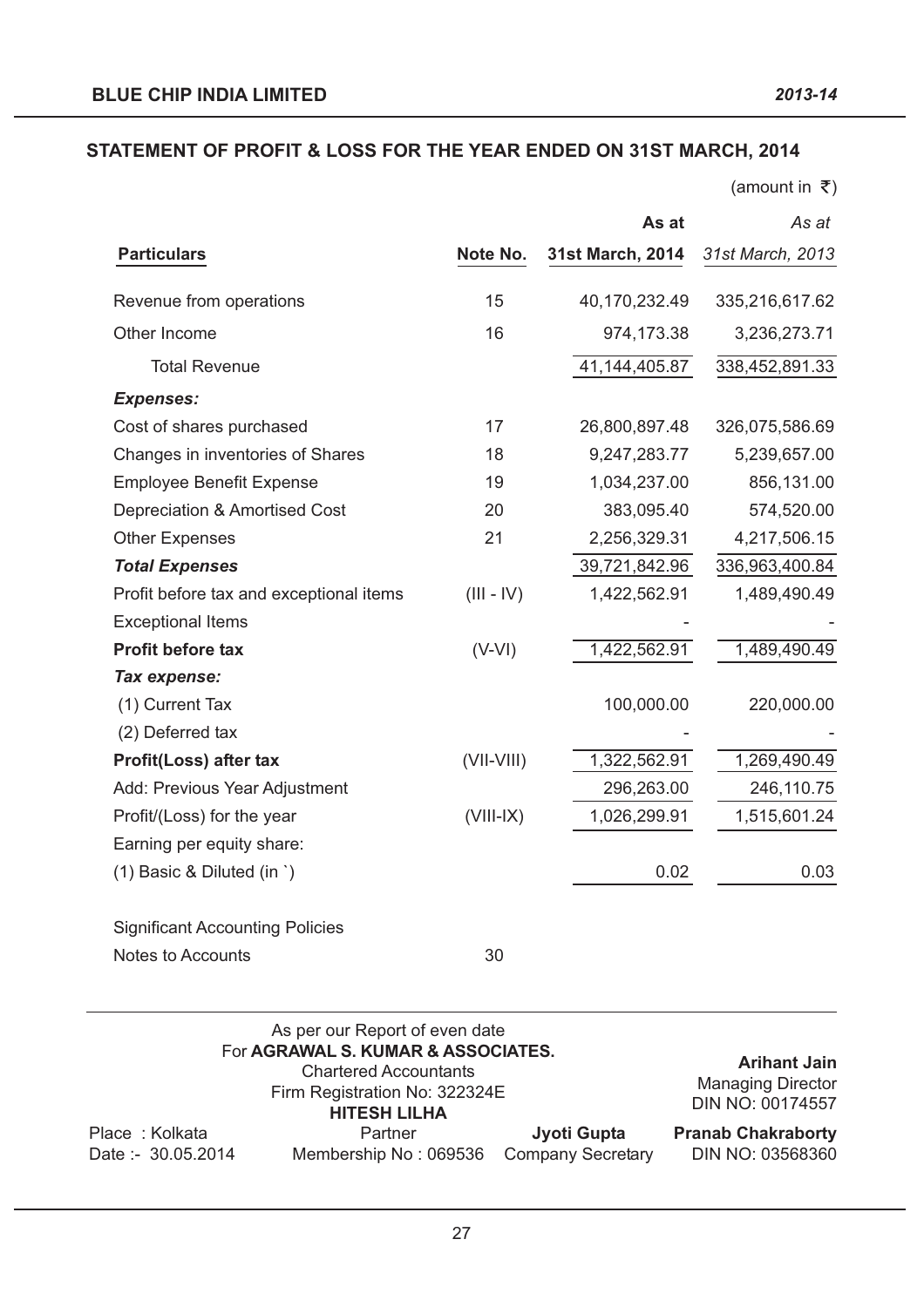## STATEMENT OF PROFIT & LOSS FOR THE YEAR ENDED ON 31ST MARCH, 2014

(amount in ₹)

| Particulars | Note No. | As at 31st March, 2014 | As at 31st March, 2013 |
|---|---|---|---|
| Revenue from operations | 15 | 40,170,232.49 | 335,216,617.62 |
| Other Income | 16 | 974,173.38 | 3,236,273.71 |
| Total Revenue | | 41,144,405.87 | 338,452,891.33 |
| ***Expenses:*** | | | |
| Cost of shares purchased | 17 | 26,800,897.48 | 326,075,586.69 |
| Changes in inventories of Shares | 18 | 9,247,283.77 | 5,239,657.00 |
| Employee Benefit Expense | 19 | 1,034,237.00 | 856,131.00 |
| Depreciation & Amortised Cost | 20 | 383,095.40 | 574,520.00 |
| Other Expenses | 21 | 2,256,329.31 | 4,217,506.15 |
| ***Total Expenses*** | | 39,721,842.96 | 336,963,400.84 |
| Profit before tax and exceptional items | (III - IV) | 1,422,562.91 | 1,489,490.49 |
| Exceptional Items | | - | - |
| **Profit before tax** | (V-VI) | 1,422,562.91 | 1,489,490.49 |
| ***Tax expense:*** | | | |
| (1) Current Tax | | 100,000.00 | 220,000.00 |
| (2) Deferred tax | | - | - |
| **Profit(Loss) after tax** | (VII-VIII) | 1,322,562.91 | 1,269,490.49 |
| Add: Previous Year Adjustment | | 296,263.00 | 246,110.75 |
| Profit/(Loss) for the year | (VIII-IX) | 1,026,299.91 | 1,515,601.24 |
| Earning per equity share: | | | |
| (1) Basic & Diluted (in `) | | 0.02 | 0.03 |
| Significant Accounting Policies | | | |
| Notes to Accounts | 30 | | |

As per our Report of even date
For **AGRAWAL S. KUMAR & ASSOCIATES.**
Chartered Accountants
Firm Registration No: 322324E
**HITESH LILHA**
Partner
Membership No : 069536

**Arihant Jain**
Managing Director
DIN NO: 00174557

**Jyoti Gupta**
Company Secretary

**Pranab Chakraborty**
DIN NO: 03568360

Place : Kolkata
Date :- 30.05.2014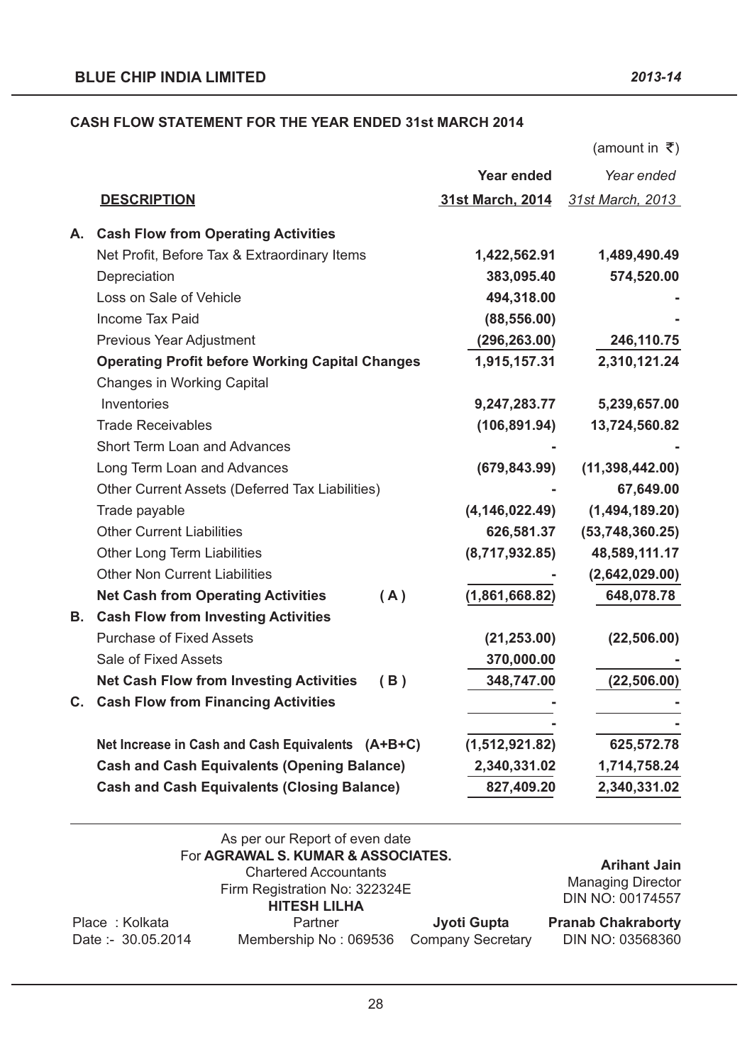## CASH FLOW STATEMENT FOR THE YEAR ENDED 31st MARCH 2014

(amount in ₹)

| | DESCRIPTION | Year ended 31st March, 2014 | *Year ended 31st March, 2013* |
|---|---|---|---|
| **A.** | **Cash Flow from Operating Activities** | | |
| | Net Profit, Before Tax & Extraordinary Items | **1,422,562.91** | **1,489,490.49** |
| | Depreciation | **383,095.40** | **574,520.00** |
| | Loss on Sale of Vehicle | **494,318.00** | **-** |
| | Income Tax Paid | **(88,556.00)** | **-** |
| | Previous Year Adjustment | **(296,263.00)** | **246,110.75** |
| | **Operating Profit before Working Capital Changes** | **1,915,157.31** | **2,310,121.24** |
| | Changes in Working Capital | | |
| | Inventories | **9,247,283.77** | **5,239,657.00** |
| | Trade Receivables | **(106,891.94)** | **13,724,560.82** |
| | Short Term Loan and Advances | **-** | **-** |
| | Long Term Loan and Advances | **(679,843.99)** | **(11,398,442.00)** |
| | Other Current Assets (Deferred Tax Liabilities) | **-** | **67,649.00** |
| | Trade payable | **(4,146,022.49)** | **(1,494,189.20)** |
| | Other Current Liabilities | **626,581.37** | **(53,748,360.25)** |
| | Other Long Term Liabilities | **(8,717,932.85)** | **48,589,111.17** |
| | Other Non Current Liabilities | **-** | **(2,642,029.00)** |
| | **Net Cash from Operating Activities (A)** | **(1,861,668.82)** | **648,078.78** |
| **B.** | **Cash Flow from Investing Activities** | | |
| | Purchase of Fixed Assets | **(21,253.00)** | **(22,506.00)** |
| | Sale of Fixed Assets | **370,000.00** | **-** |
| | **Net Cash Flow from Investing Activities (B)** | **348,747.00** | **(22,506.00)** |
| **C.** | **Cash Flow from Financing Activities** | **-** | **-** |
| | | **-** | **-** |
| | **Net Increase in Cash and Cash Equivalents (A+B+C)** | **(1,512,921.82)** | **625,572.78** |
| | **Cash and Cash Equivalents (Opening Balance)** | **2,340,331.02** | **1,714,758.24** |
| | **Cash and Cash Equivalents (Closing Balance)** | **827,409.20** | **2,340,331.02** |

As per our Report of even date
For **AGRAWAL S. KUMAR & ASSOCIATES.**
Chartered Accountants
Firm Registration No: 322324E

**HITESH LILHA**
Partner
Membership No : 069536

Place : Kolkata
Date :- 30.05.2014

**Jyoti Gupta**
Company Secretary

**Arihant Jain**
Managing Director
DIN NO: 00174557

**Pranab Chakraborty**
DIN NO: 03568360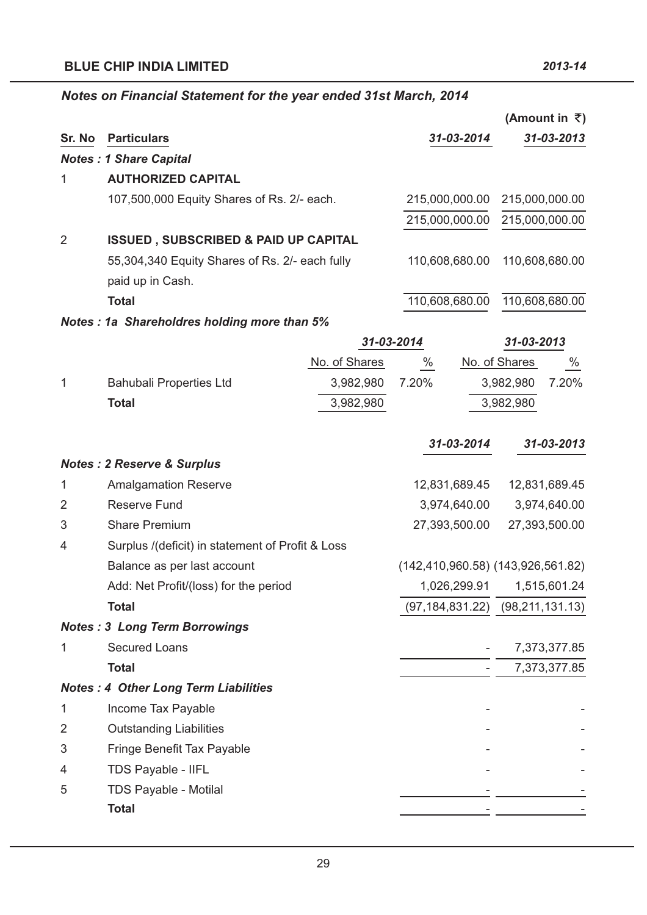## Notes on Financial Statement for the year ended 31st March, 2014

(Amount in ₹)

| Sr. No | Particulars | 31-03-2014 | 31-03-2013 |
|---|---|---|---|
| | ***Notes : 1 Share Capital*** | | |
| 1 | **AUTHORIZED CAPITAL** | | |
| | 107,500,000 Equity Shares of Rs. 2/- each. | 215,000,000.00 | 215,000,000.00 |
| | | 215,000,000.00 | 215,000,000.00 |
| 2 | **ISSUED , SUBSCRIBED & PAID UP CAPITAL** | | |
| | 55,304,340 Equity Shares of Rs. 2/- each fully paid up in Cash. | 110,608,680.00 | 110,608,680.00 |
| | **Total** | 110,608,680.00 | 110,608,680.00 |

***Notes : 1a Shareholdres holding more than 5%***

| | | 31-03-2014 | | 31-03-2013 | |
|---|---|---|---|---|---|
| | | No. of Shares | % | No. of Shares | % |
| 1 | Bahubali Properties Ltd | 3,982,980 | 7.20% | 3,982,980 | 7.20% |
| | **Total** | 3,982,980 | | 3,982,980 | |

| Sr. No | Particulars | 31-03-2014 | 31-03-2013 |
|---|---|---|---|
| | ***Notes : 2 Reserve & Surplus*** | | |
| 1 | Amalgamation Reserve | 12,831,689.45 | 12,831,689.45 |
| 2 | Reserve Fund | 3,974,640.00 | 3,974,640.00 |
| 3 | Share Premium | 27,393,500.00 | 27,393,500.00 |
| 4 | Surplus /(deficit) in statement of Profit & Loss | | |
| | Balance as per last account | (142,410,960.58) | (143,926,561.82) |
| | Add: Net Profit/(loss) for the period | 1,026,299.91 | 1,515,601.24 |
| | **Total** | (97,184,831.22) | (98,211,131.13) |
| | ***Notes : 3 Long Term Borrowings*** | | |
| 1 | Secured Loans | - | 7,373,377.85 |
| | **Total** | - | 7,373,377.85 |
| | ***Notes : 4 Other Long Term Liabilities*** | | |
| 1 | Income Tax Payable | - | - |
| 2 | Outstanding Liabilities | - | - |
| 3 | Fringe Benefit Tax Payable | - | - |
| 4 | TDS Payable - IIFL | - | - |
| 5 | TDS Payable - Motilal | - | - |
| | **Total** | - | - |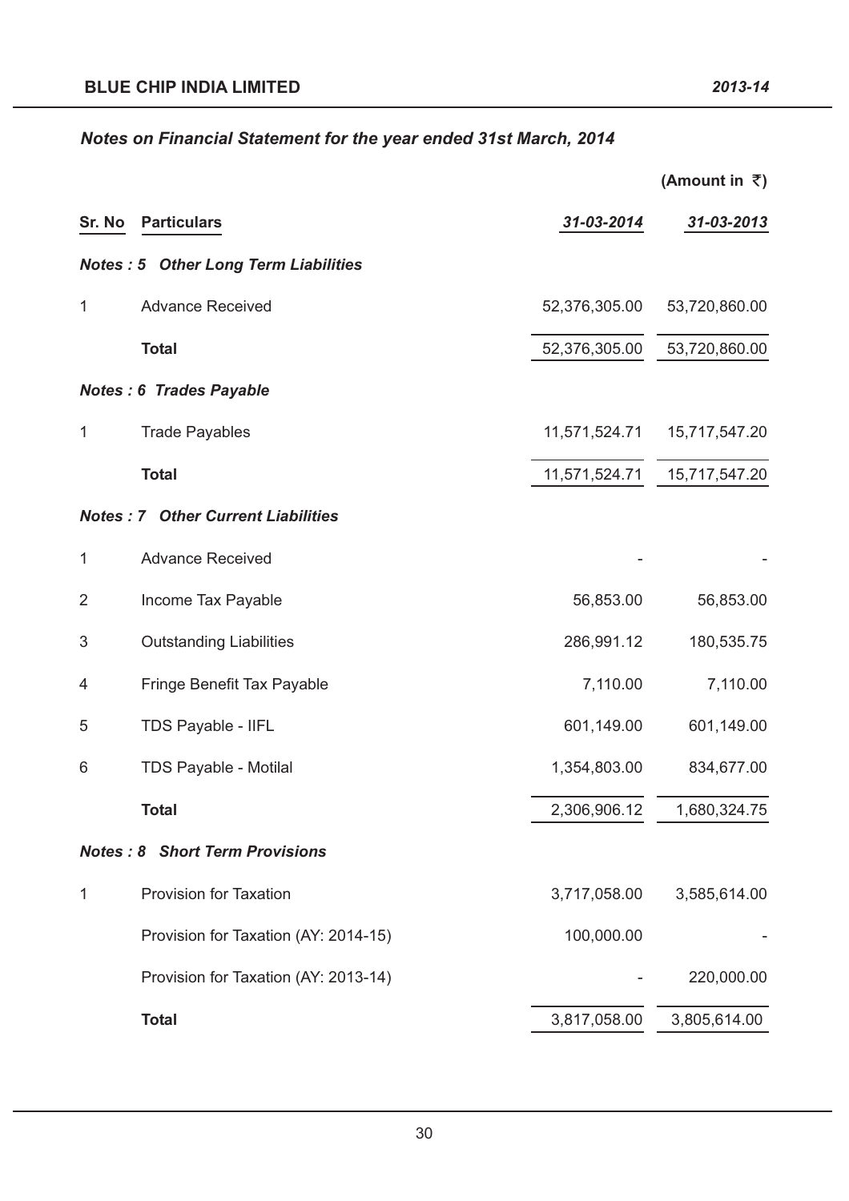## Notes on Financial Statement for the year ended 31st March, 2014

(Amount in ₹)

| Sr. No | Particulars | 31-03-2014 | 31-03-2013 |
|---|---|---|---|
| | ***Notes : 5 Other Long Term Liabilities*** | | |
| 1 | Advance Received | 52,376,305.00 | 53,720,860.00 |
| | **Total** | 52,376,305.00 | 53,720,860.00 |
| | ***Notes : 6 Trades Payable*** | | |
| 1 | Trade Payables | 11,571,524.71 | 15,717,547.20 |
| | **Total** | 11,571,524.71 | 15,717,547.20 |
| | ***Notes : 7 Other Current Liabilities*** | | |
| 1 | Advance Received | - | - |
| 2 | Income Tax Payable | 56,853.00 | 56,853.00 |
| 3 | Outstanding Liabilities | 286,991.12 | 180,535.75 |
| 4 | Fringe Benefit Tax Payable | 7,110.00 | 7,110.00 |
| 5 | TDS Payable - IIFL | 601,149.00 | 601,149.00 |
| 6 | TDS Payable - Motilal | 1,354,803.00 | 834,677.00 |
| | **Total** | 2,306,906.12 | 1,680,324.75 |
| | ***Notes : 8 Short Term Provisions*** | | |
| 1 | Provision for Taxation | 3,717,058.00 | 3,585,614.00 |
| | Provision for Taxation (AY: 2014-15) | 100,000.00 | - |
| | Provision for Taxation (AY: 2013-14) | - | 220,000.00 |
| | **Total** | 3,817,058.00 | 3,805,614.00 |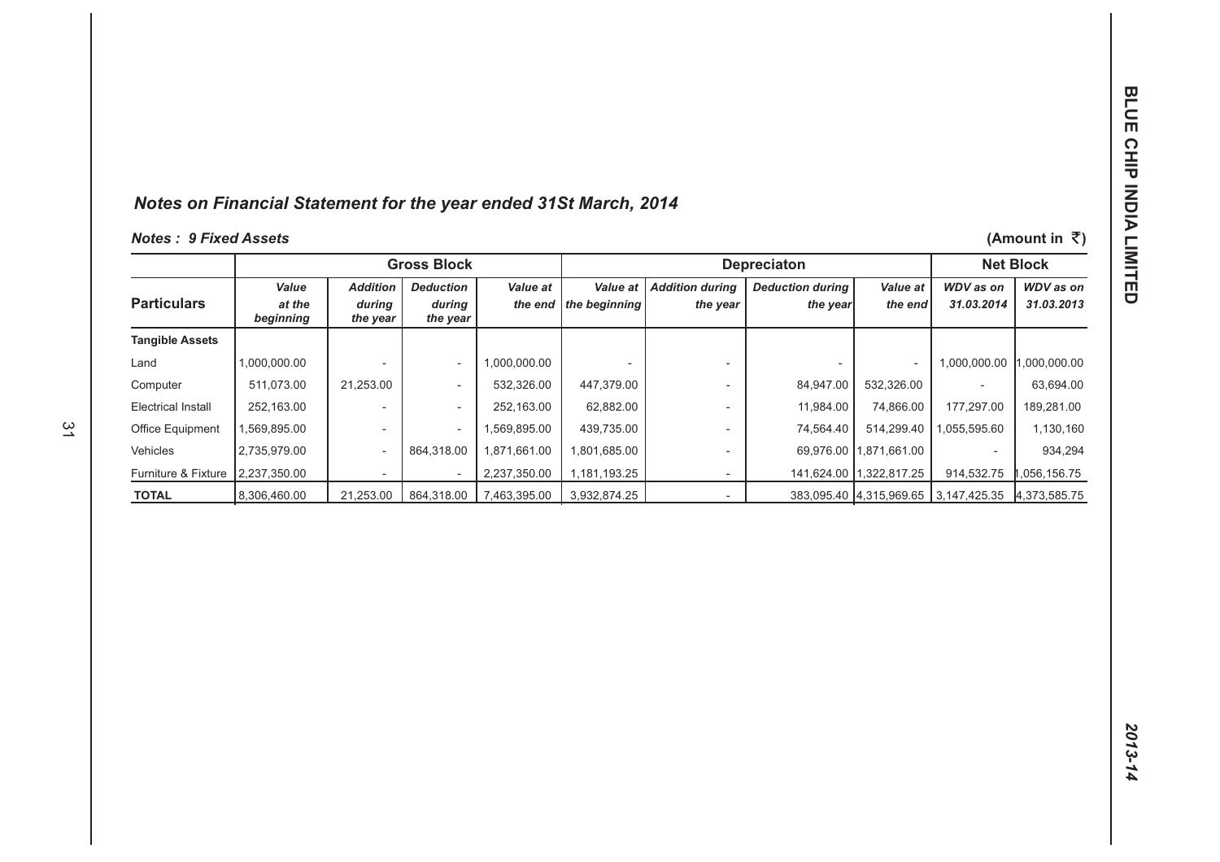## Notes on Financial Statement for the year ended 31St March, 2014

**Notes : 9 Fixed Assets** **(Amount in ₹)**

| Particulars | Gross Block | | | | Depreciaton | | | | Net Block | |
|---|---|---|---|---|---|---|---|---|---|---|
| | Value at the beginning | Addition during the year | Deduction during the year | Value at the end | Value at the beginning | Addition during the year | Deduction during the year | Value at the end | WDV as on 31.03.2014 | WDV as on 31.03.2013 |
| **Tangible Assets** | | | | | | | | | | |
| Land | 1,000,000.00 | - | - | 1,000,000.00 | - | - | - | - | 1,000,000.00 | 1,000,000.00 |
| Computer | 511,073.00 | 21,253.00 | - | 532,326.00 | 447,379.00 | - | 84,947.00 | 532,326.00 | - | 63,694.00 |
| Electrical Install | 252,163.00 | - | - | 252,163.00 | 62,882.00 | - | 11,984.00 | 74,866.00 | 177,297.00 | 189,281.00 |
| Office Equipment | 1,569,895.00 | - | - | 1,569,895.00 | 439,735.00 | - | 74,564.40 | 514,299.40 | 1,055,595.60 | 1,130,160 |
| Vehicles | 2,735,979.00 | - | 864,318.00 | 1,871,661.00 | 1,801,685.00 | - | 69,976.00 | 1,871,661.00 | - | 934,294 |
| Furniture & Fixture | 2,237,350.00 | - | - | 2,237,350.00 | 1,181,193.25 | - | 141,624.00 | 1,322,817.25 | 914,532.75 | 1,056,156.75 |
| **TOTAL** | 8,306,460.00 | 21,253.00 | 864,318.00 | 7,463,395.00 | 3,932,874.25 | - | 383,095.40 | 4,315,969.65 | 3,147,425.35 | 4,373,585.75 |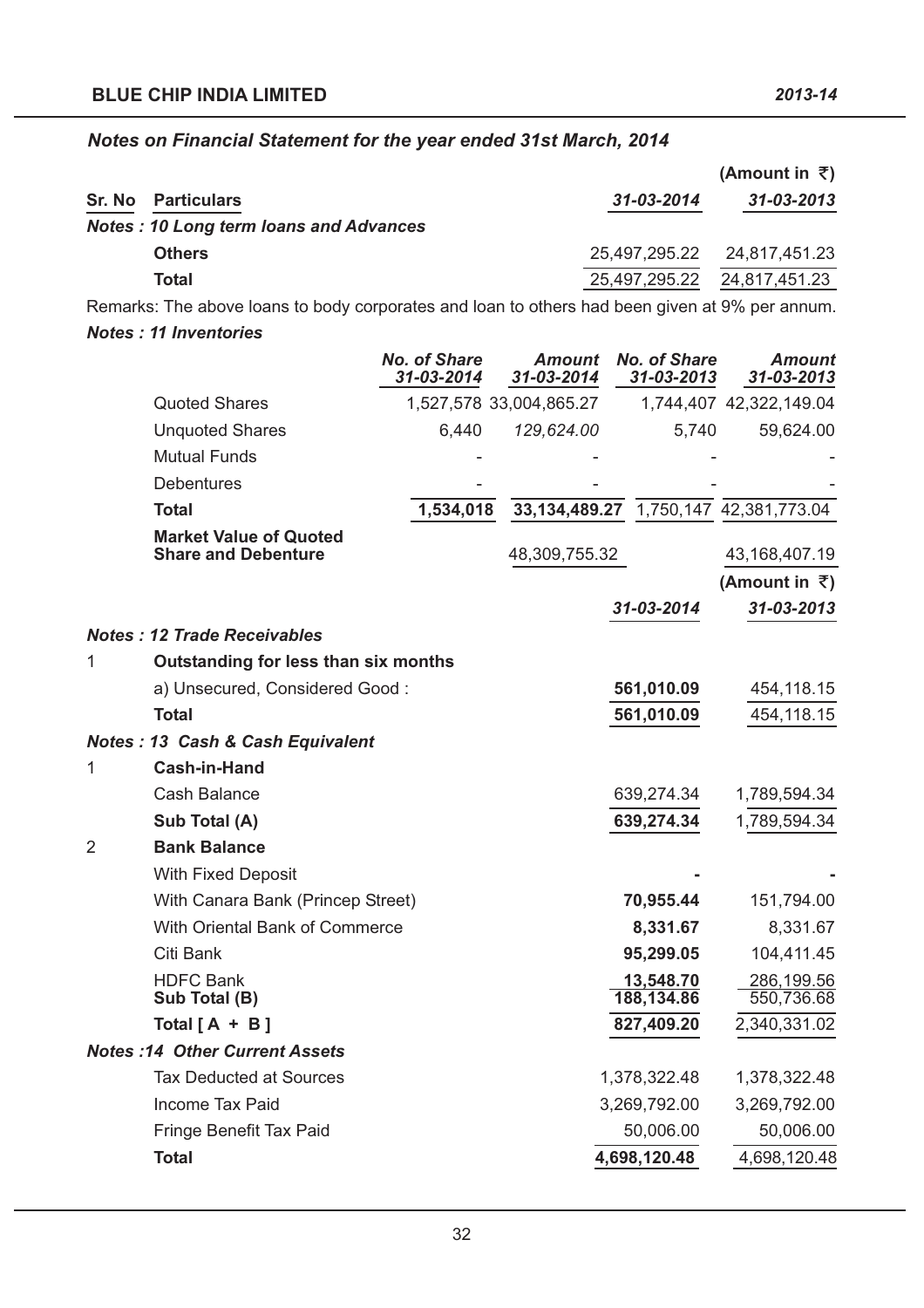## *Notes on Financial Statement for the year ended 31st March, 2014*

(Amount in ₹)

| Sr. No | Particulars | 31-03-2014 | 31-03-2013 |
|---|---|---|---|
| | ***Notes : 10 Long term loans and Advances*** | | |
| | **Others** | 25,497,295.22 | 24,817,451.23 |
| | **Total** | 25,497,295.22 | 24,817,451.23 |

Remarks: The above loans to body corporates and loan to others had been given at 9% per annum.

***Notes : 11 Inventories***

| | No. of Share 31-03-2014 | Amount 31-03-2014 | No. of Share 31-03-2013 | Amount 31-03-2013 |
|---|---|---|---|---|
| Quoted Shares | 1,527,578 | 33,004,865.27 | 1,744,407 | 42,322,149.04 |
| Unquoted Shares | 6,440 | *129,624.00* | 5,740 | 59,624.00 |
| Mutual Funds | - | - | - | - |
| Debentures | - | - | - | - |
| **Total** | **1,534,018** | **33,134,489.27** | 1,750,147 | 42,381,773.04 |
| **Market Value of Quoted Share and Debenture** | | 48,309,755.32 | | 43,168,407.19 |

(Amount in ₹)

| Sr. No | Particulars | 31-03-2014 | 31-03-2013 |
|---|---|---|---|
| | ***Notes : 12 Trade Receivables*** | | |
| 1 | **Outstanding for less than six months** | | |
| | a) Unsecured, Considered Good : | **561,010.09** | 454,118.15 |
| | **Total** | **561,010.09** | 454,118.15 |
| | ***Notes : 13 Cash & Cash Equivalent*** | | |
| 1 | **Cash-in-Hand** | | |
| | Cash Balance | 639,274.34 | 1,789,594.34 |
| | **Sub Total (A)** | **639,274.34** | 1,789,594.34 |
| 2 | **Bank Balance** | | |
| | With Fixed Deposit | **-** | **-** |
| | With Canara Bank (Princep Street) | **70,955.44** | 151,794.00 |
| | With Oriental Bank of Commerce | **8,331.67** | 8,331.67 |
| | Citi Bank | **95,299.05** | 104,411.45 |
| | HDFC Bank | **13,548.70** | 286,199.56 |
| | **Sub Total (B)** | **188,134.86** | 550,736.68 |
| | **Total [ A + B ]** | **827,409.20** | 2,340,331.02 |
| | ***Notes :14 Other Current Assets*** | | |
| | Tax Deducted at Sources | 1,378,322.48 | 1,378,322.48 |
| | Income Tax Paid | 3,269,792.00 | 3,269,792.00 |
| | Fringe Benefit Tax Paid | 50,006.00 | 50,006.00 |
| | **Total** | **4,698,120.48** | 4,698,120.48 |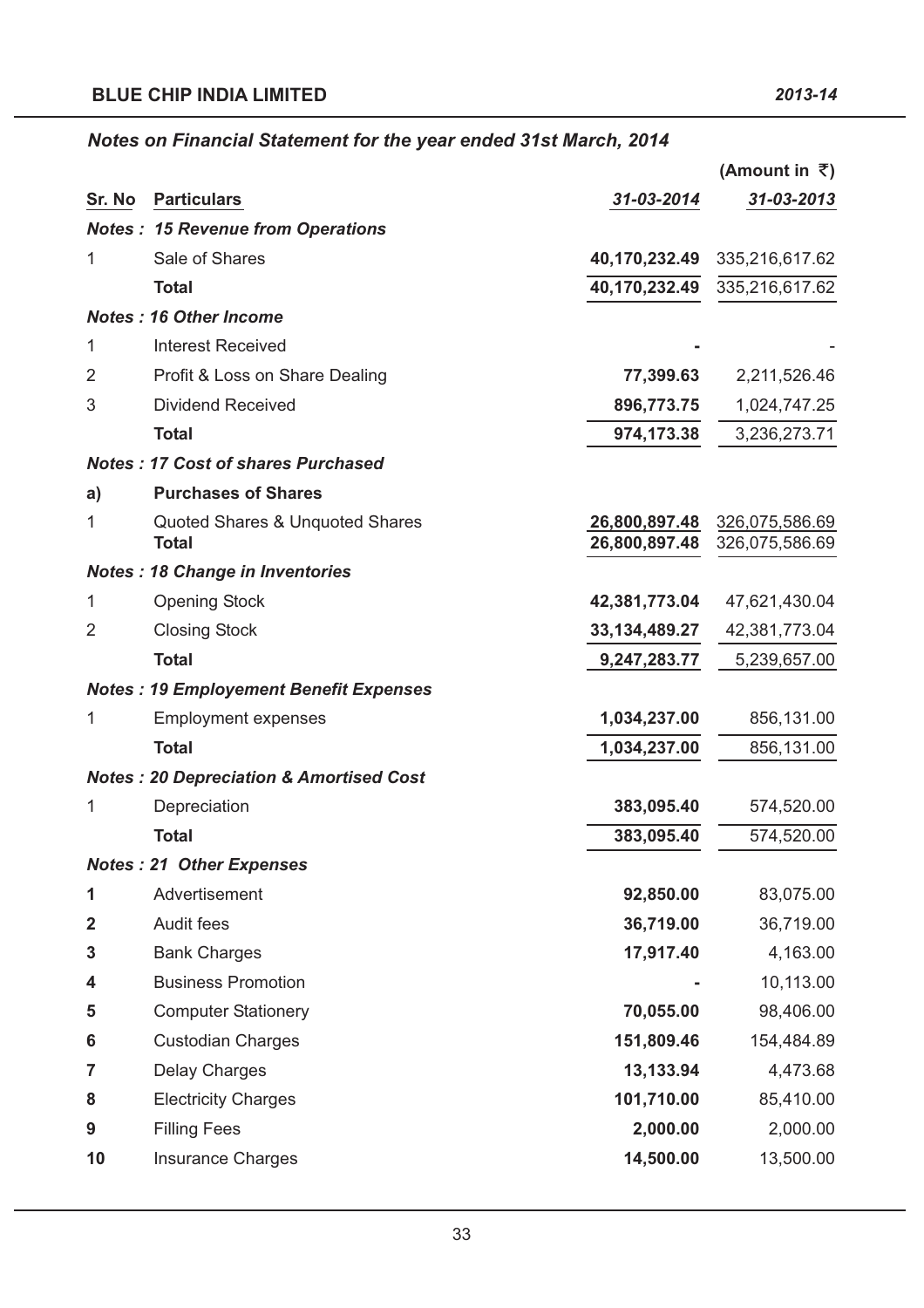## Notes on Financial Statement for the year ended 31st March, 2014

(Amount in ₹)

| Sr. No | Particulars | 31-03-2014 | 31-03-2013 |
|---|---|---|---|
| | ***Notes : 15 Revenue from Operations*** | | |
| 1 | Sale of Shares | **40,170,232.49** | 335,216,617.62 |
| | **Total** | **40,170,232.49** | 335,216,617.62 |
| | ***Notes : 16 Other Income*** | | |
| 1 | Interest Received | **-** | - |
| 2 | Profit & Loss on Share Dealing | **77,399.63** | 2,211,526.46 |
| 3 | Dividend Received | **896,773.75** | 1,024,747.25 |
| | **Total** | **974,173.38** | 3,236,273.71 |
| | ***Notes : 17 Cost of shares Purchased*** | | |
| **a)** | **Purchases of Shares** | | |
| 1 | Quoted Shares & Unquoted Shares | **26,800,897.48** | 326,075,586.69 |
| | **Total** | **26,800,897.48** | 326,075,586.69 |
| | ***Notes : 18 Change in Inventories*** | | |
| 1 | Opening Stock | **42,381,773.04** | 47,621,430.04 |
| 2 | Closing Stock | **33,134,489.27** | 42,381,773.04 |
| | **Total** | **9,247,283.77** | 5,239,657.00 |
| | ***Notes : 19 Employement Benefit Expenses*** | | |
| 1 | Employment expenses | **1,034,237.00** | 856,131.00 |
| | **Total** | **1,034,237.00** | 856,131.00 |
| | ***Notes : 20 Depreciation & Amortised Cost*** | | |
| 1 | Depreciation | **383,095.40** | 574,520.00 |
| | **Total** | **383,095.40** | 574,520.00 |
| | ***Notes : 21 Other Expenses*** | | |
| **1** | Advertisement | **92,850.00** | 83,075.00 |
| **2** | Audit fees | **36,719.00** | 36,719.00 |
| **3** | Bank Charges | **17,917.40** | 4,163.00 |
| **4** | Business Promotion | **-** | 10,113.00 |
| **5** | Computer Stationery | **70,055.00** | 98,406.00 |
| **6** | Custodian Charges | **151,809.46** | 154,484.89 |
| **7** | Delay Charges | **13,133.94** | 4,473.68 |
| **8** | Electricity Charges | **101,710.00** | 85,410.00 |
| **9** | Filling Fees | **2,000.00** | 2,000.00 |
| **10** | Insurance Charges | **14,500.00** | 13,500.00 |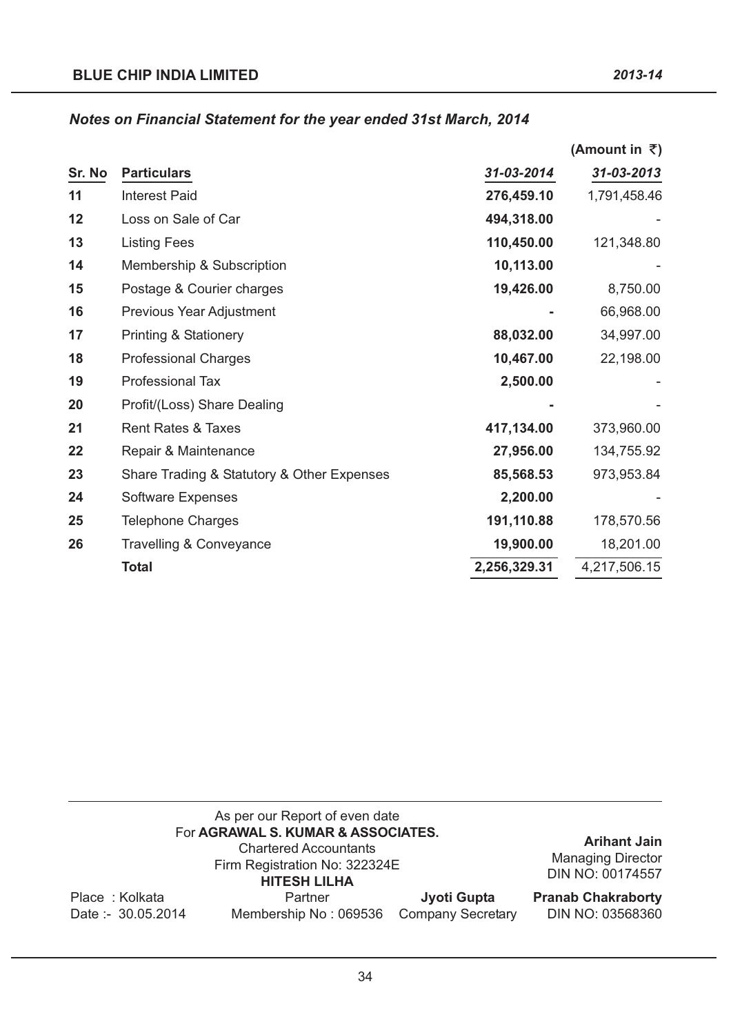### *Notes on Financial Statement for the year ended 31st March, 2014*

(Amount in ₹)

| Sr. No | Particulars | *31-03-2014* | *31-03-2013* |
|---|---|---|---|
| 11 | Interest Paid | **276,459.10** | 1,791,458.46 |
| 12 | Loss on Sale of Car | **494,318.00** | - |
| 13 | Listing Fees | **110,450.00** | 121,348.80 |
| 14 | Membership & Subscription | **10,113.00** | - |
| 15 | Postage & Courier charges | **19,426.00** | 8,750.00 |
| 16 | Previous Year Adjustment | **-** | 66,968.00 |
| 17 | Printing & Stationery | **88,032.00** | 34,997.00 |
| 18 | Professional Charges | **10,467.00** | 22,198.00 |
| 19 | Professional Tax | **2,500.00** | - |
| 20 | Profit/(Loss) Share Dealing | **-** | - |
| 21 | Rent Rates & Taxes | **417,134.00** | 373,960.00 |
| 22 | Repair & Maintenance | **27,956.00** | 134,755.92 |
| 23 | Share Trading & Statutory & Other Expenses | **85,568.53** | 973,953.84 |
| 24 | Software Expenses | **2,200.00** | - |
| 25 | Telephone Charges | **191,110.88** | 178,570.56 |
| 26 | Travelling & Conveyance | **19,900.00** | 18,201.00 |
| | **Total** | **2,256,329.31** | 4,217,506.15 |

As per our Report of even date
For **AGRAWAL S. KUMAR & ASSOCIATES.**
Chartered Accountants
Firm Registration No: 322324E
**HITESH LILHA**
Partner
Membership No : 069536

Place : Kolkata
Date :- 30.05.2014

**Jyoti Gupta**
Company Secretary

**Arihant Jain**
Managing Director
DIN NO: 00174557

**Pranab Chakraborty**
DIN NO: 03568360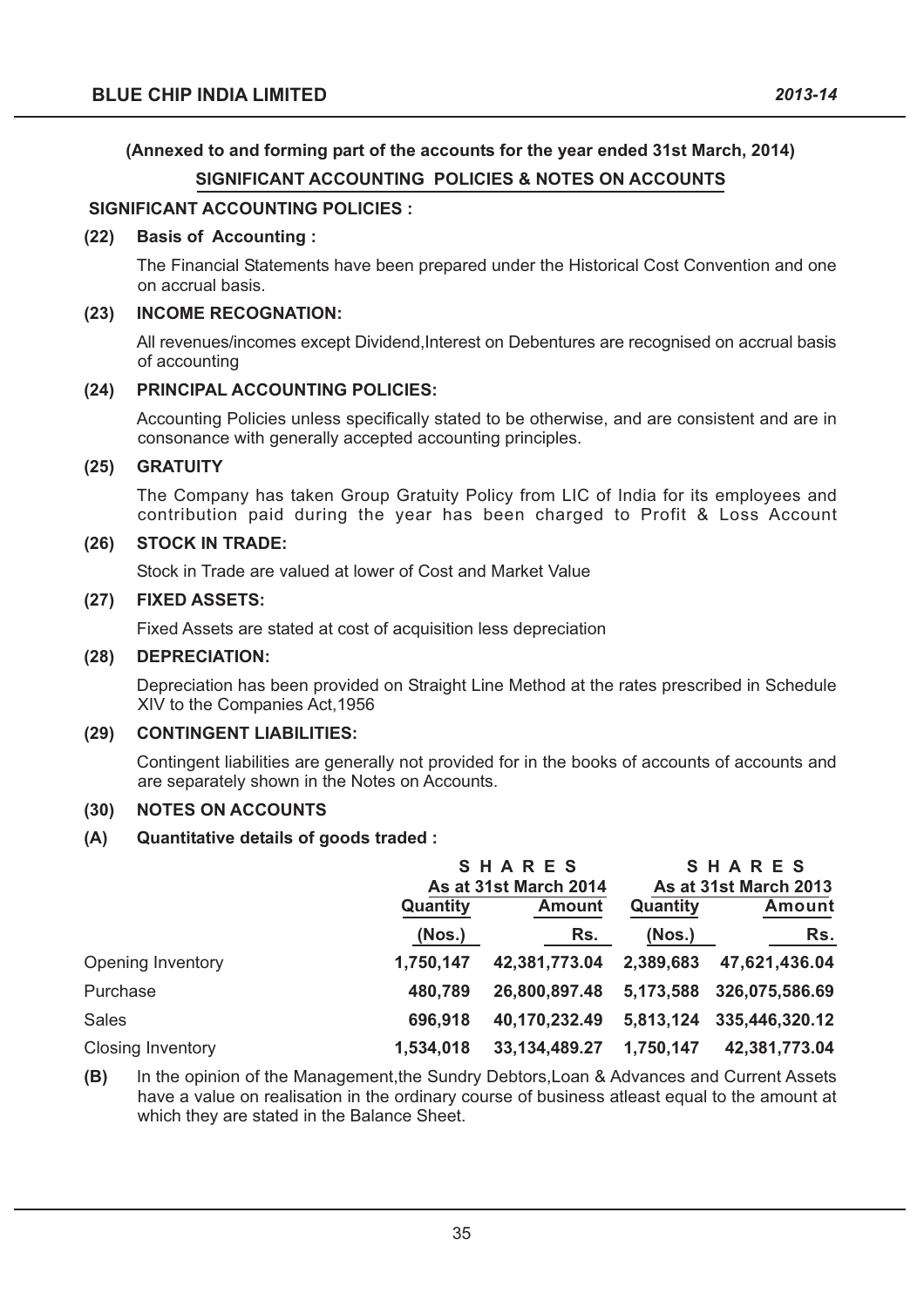**(Annexed to and forming part of the accounts for the year ended 31st March, 2014)**

**SIGNIFICANT ACCOUNTING POLICIES & NOTES ON ACCOUNTS**

**SIGNIFICANT ACCOUNTING POLICIES :**

**(22) Basis of Accounting :**

The Financial Statements have been prepared under the Historical Cost Convention and one on accrual basis.

**(23) INCOME RECOGNATION:**

All revenues/incomes except Dividend,Interest on Debentures are recognised on accrual basis of accounting

**(24) PRINCIPAL ACCOUNTING POLICIES:**

Accounting Policies unless specifically stated to be otherwise, and are consistent and are in consonance with generally accepted accounting principles.

**(25) GRATUITY**

The Company has taken Group Gratuity Policy from LIC of India for its employees and contribution paid during the year has been charged to Profit & Loss Account

**(26) STOCK IN TRADE:**

Stock in Trade are valued at lower of Cost and Market Value

**(27) FIXED ASSETS:**

Fixed Assets are stated at cost of acquisition less depreciation

**(28) DEPRECIATION:**

Depreciation has been provided on Straight Line Method at the rates prescribed in Schedule XIV to the Companies Act,1956

**(29) CONTINGENT LIABILITIES:**

Contingent liabilities are generally not provided for in the books of accounts of accounts and are separately shown in the Notes on Accounts.

**(30) NOTES ON ACCOUNTS**

**(A) Quantitative details of goods traded :**

| | SHARES As at 31st March 2014 | | SHARES As at 31st March 2013 | |
|---|---|---|---|---|
| | Quantity (Nos.) | Amount Rs. | Quantity (Nos.) | Amount Rs. |
| Opening Inventory | 1,750,147 | 42,381,773.04 | 2,389,683 | 47,621,436.04 |
| Purchase | 480,789 | 26,800,897.48 | 5,173,588 | 326,075,586.69 |
| Sales | 696,918 | 40,170,232.49 | 5,813,124 | 335,446,320.12 |
| Closing Inventory | 1,534,018 | 33,134,489.27 | 1,750,147 | 42,381,773.04 |

**(B)** In the opinion of the Management,the Sundry Debtors,Loan & Advances and Current Assets have a value on realisation in the ordinary course of business atleast equal to the amount at which they are stated in the Balance Sheet.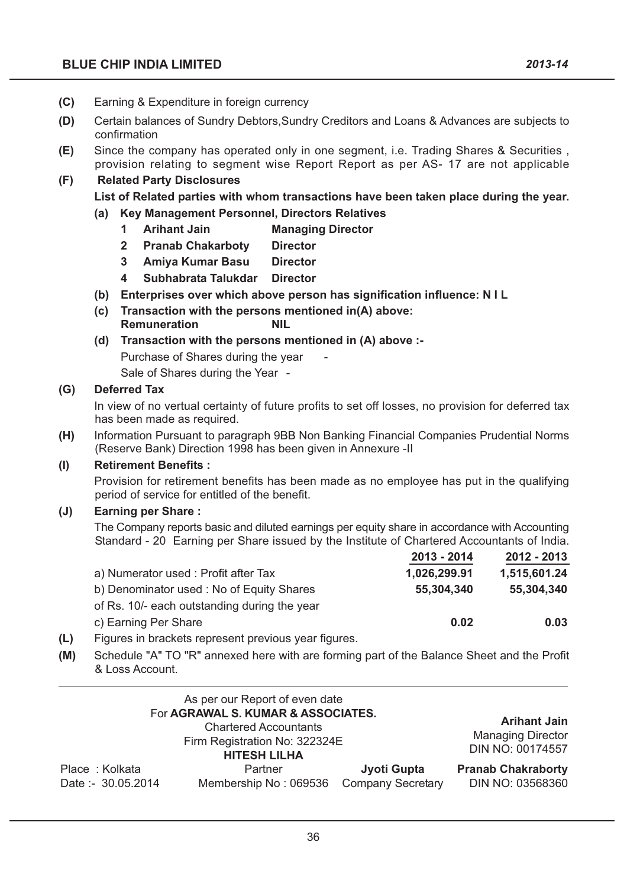**(C)** Earning & Expenditure in foreign currency

**(D)** Certain balances of Sundry Debtors,Sundry Creditors and Loans & Advances are subjects to confirmation

**(E)** Since the company has operated only in one segment, i.e. Trading Shares & Securities , provision relating to segment wise Report Report as per AS- 17 are not applicable

**(F) Related Party Disclosures**

**List of Related parties with whom transactions have been taken place during the year.**

**(a) Key Management Personnel, Directors Relatives**

| | | |
|---|---|---|
| **1** | **Arihant Jain** | **Managing Director** |
| **2** | **Pranab Chakarboty** | **Director** |
| **3** | **Amiya Kumar Basu** | **Director** |
| **4** | **Subhabrata Talukdar** | **Director** |

**(b) Enterprises over which above person has signification influence: N I L**

**(c) Transaction with the persons mentioned in(A) above:**
**Remuneration NIL**

**(d) Transaction with the persons mentioned in (A) above :-**

Purchase of Shares during the year -

Sale of Shares during the Year -

**(G) Deferred Tax**

In view of no vertual certainty of future profits to set off losses, no provision for deferred tax has been made as required.

**(H)** Information Pursuant to paragraph 9BB Non Banking Financial Companies Prudential Norms (Reserve Bank) Direction 1998 has been given in Annexure -II

**(I) Retirement Benefits :**

Provision for retirement benefits has been made as no employee has put in the qualifying period of service for entitled of the benefit.

**(J) Earning per Share :**

The Company reports basic and diluted earnings per equity share in accordance with Accounting Standard - 20 Earning per Share issued by the Institute of Chartered Accountants of India.

| | 2013 - 2014 | 2012 - 2013 |
|---|---|---|
| a) Numerator used : Profit after Tax | **1,026,299.91** | **1,515,601.24** |
| b) Denominator used : No of Equity Shares of Rs. 10/- each outstanding during the year | **55,304,340** | **55,304,340** |
| c) Earning Per Share | **0.02** | **0.03** |

**(L)** Figures in brackets represent previous year figures.

**(M)** Schedule "A" TO "R" annexed here with are forming part of the Balance Sheet and the Profit & Loss Account.

As per our Report of even date
For **AGRAWAL S. KUMAR & ASSOCIATES.**
Chartered Accountants
Firm Registration No: 322324E
**HITESH LILHA**
Partner
Membership No : 069536

**Jyoti Gupta**
Company Secretary

**Arihant Jain**
Managing Director
DIN NO: 00174557

**Pranab Chakraborty**
DIN NO: 03568360

Place : Kolkata
Date :- 30.05.2014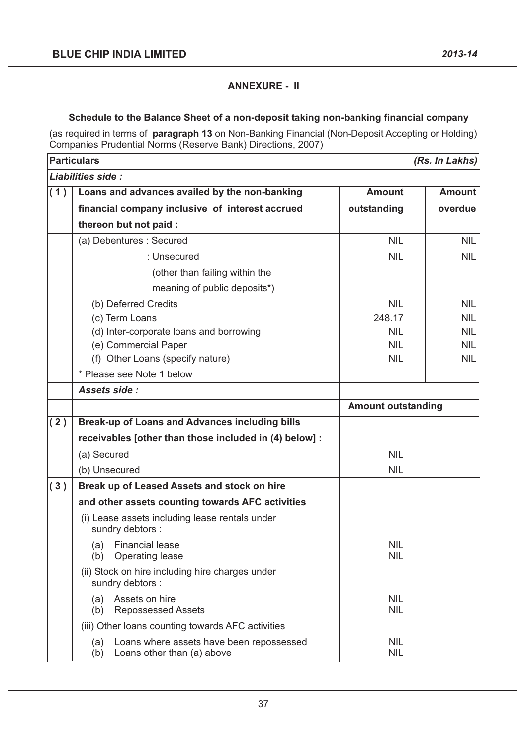## ANNEXURE - II

**Schedule to the Balance Sheet of a non-deposit taking non-banking financial company**

(as required in terms of **paragraph 13** on Non-Banking Financial (Non-Deposit Accepting or Holding) Companies Prudential Norms (Reserve Bank) Directions, 2007)

| **Particulars** | | | *(Rs. In Lakhs)* |
|---|---|---|---|
| | ***Liabilities side :*** | | |
| **( 1 )** | **Loans and advances availed by the non-banking financial company inclusive of interest accrued thereon but not paid :** | **Amount outstanding** | **Amount overdue** |
| | (a) Debentures : Secured | NIL | NIL |
| | : Unsecured (other than failing within the meaning of public deposits*) | NIL | NIL |
| | (b) Deferred Credits | NIL | NIL |
| | (c) Term Loans | 248.17 | NIL |
| | (d) Inter-corporate loans and borrowing | NIL | NIL |
| | (e) Commercial Paper | NIL | NIL |
| | (f) Other Loans (specify nature) | NIL | NIL |
| | * Please see Note 1 below | | |
| | ***Assets side :*** | | |
| | | **Amount outstanding** | |
| **( 2 )** | **Break-up of Loans and Advances including bills receivables [other than those included in (4) below] :** | | |
| | (a) Secured | NIL | |
| | (b) Unsecured | NIL | |
| **( 3 )** | **Break up of Leased Assets and stock on hire and other assets counting towards AFC activities** | | |
| | (i) Lease assets including lease rentals under sundry debtors : | | |
| | (a) Financial lease | NIL | |
| | (b) Operating lease | NIL | |
| | (ii) Stock on hire including hire charges under sundry debtors : | | |
| | (a) Assets on hire | NIL | |
| | (b) Repossessed Assets | NIL | |
| | (iii) Other loans counting towards AFC activities | | |
| | (a) Loans where assets have been repossessed | NIL | |
| | (b) Loans other than (a) above | NIL | |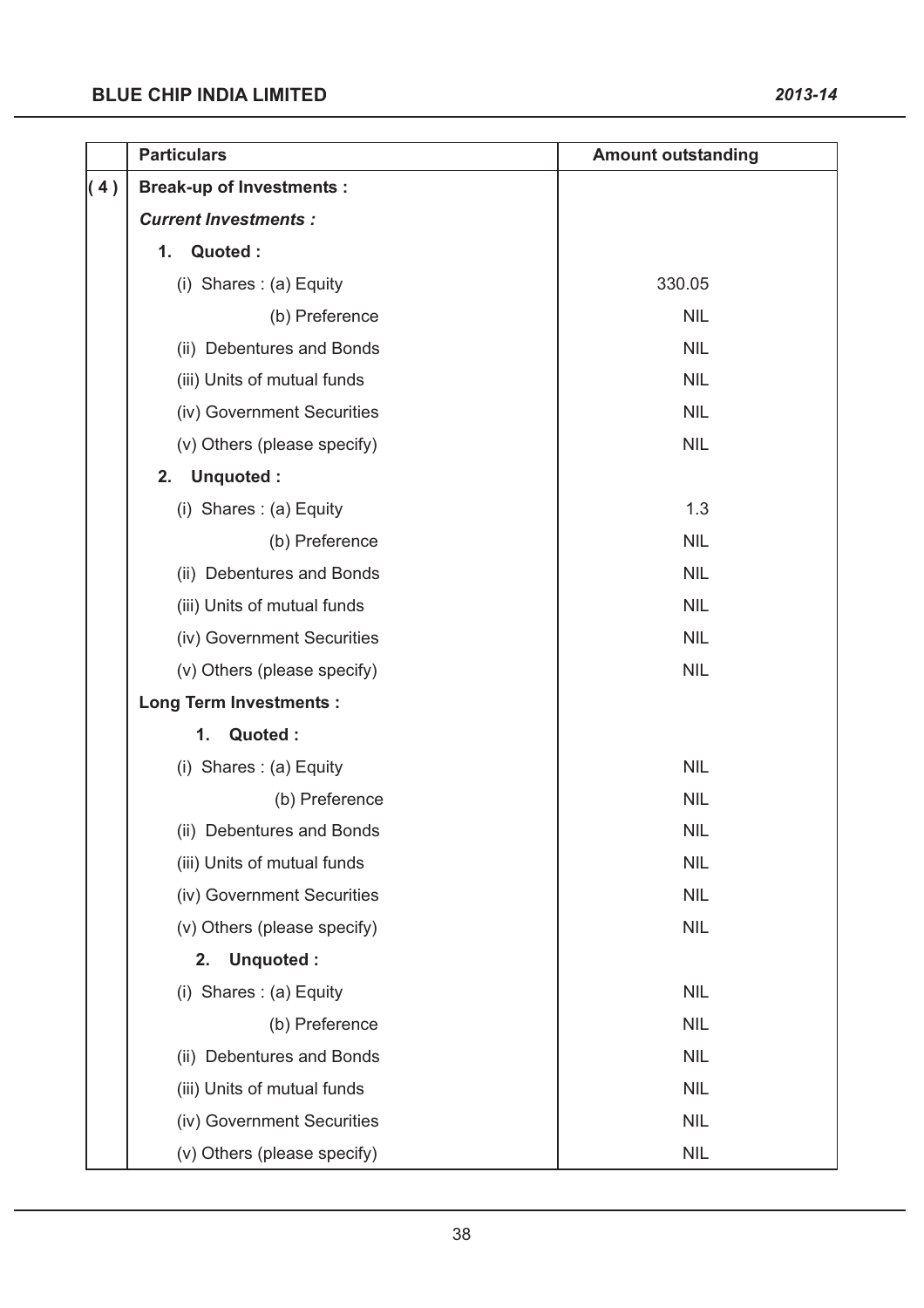| | Particulars | Amount outstanding |
|---|---|---|
| ( 4 ) | **Break-up of Investments :** | |
| | ***Current Investments :*** | |
| | **1. Quoted :** | |
| | (i) Shares : (a) Equity | 330.05 |
| | (b) Preference | NIL |
| | (ii) Debentures and Bonds | NIL |
| | (iii) Units of mutual funds | NIL |
| | (iv) Government Securities | NIL |
| | (v) Others (please specify) | NIL |
| | **2. Unquoted :** | |
| | (i) Shares : (a) Equity | 1.3 |
| | (b) Preference | NIL |
| | (ii) Debentures and Bonds | NIL |
| | (iii) Units of mutual funds | NIL |
| | (iv) Government Securities | NIL |
| | (v) Others (please specify) | NIL |
| | **Long Term Investments :** | |
| | **1. Quoted :** | |
| | (i) Shares : (a) Equity | NIL |
| | (b) Preference | NIL |
| | (ii) Debentures and Bonds | NIL |
| | (iii) Units of mutual funds | NIL |
| | (iv) Government Securities | NIL |
| | (v) Others (please specify) | NIL |
| | **2. Unquoted :** | |
| | (i) Shares : (a) Equity | NIL |
| | (b) Preference | NIL |
| | (ii) Debentures and Bonds | NIL |
| | (iii) Units of mutual funds | NIL |
| | (iv) Government Securities | NIL |
| | (v) Others (please specify) | NIL |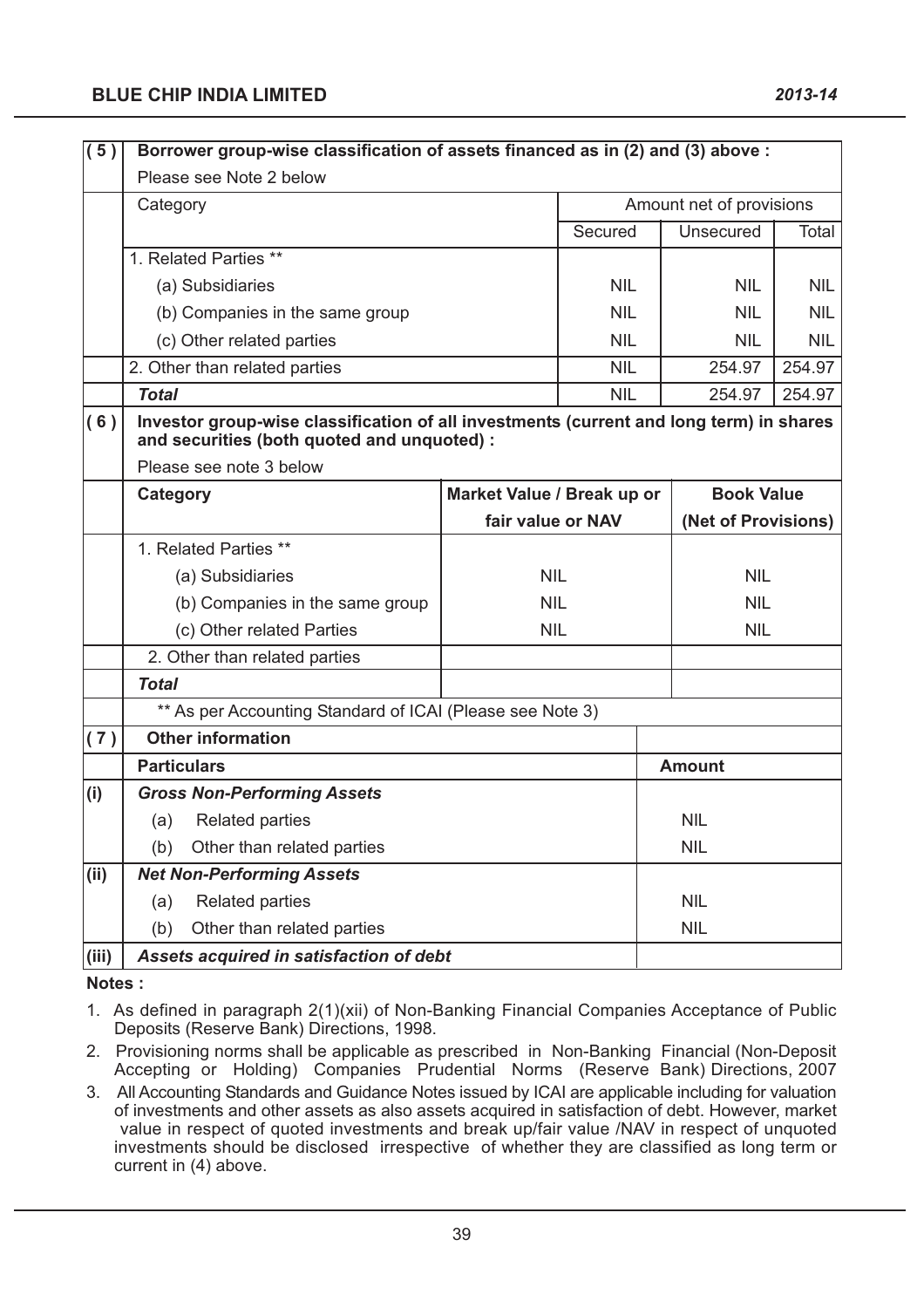| | | | | |
|---|---|---|---|---|
| (5) | **Borrower group-wise classification of assets financed as in (2) and (3) above :** | | | |
| | Please see Note 2 below | | | |
| | Category | Amount net of provisions | | |
| | | Secured | Unsecured | Total |
| | 1. Related Parties ** | | | |
| | (a) Subsidiaries | NIL | NIL | NIL |
| | (b) Companies in the same group | NIL | NIL | NIL |
| | (c) Other related parties | NIL | NIL | NIL |
| | 2. Other than related parties | NIL | 254.97 | 254.97 |
| | ***Total*** | NIL | 254.97 | 254.97 |

| | | | |
|---|---|---|---|
| (6) | **Investor group-wise classification of all investments (current and long term) in shares and securities (both quoted and unquoted) :** | | |
| | Please see note 3 below | | |
| | **Category** | **Market Value / Break up or fair value or NAV** | **Book Value (Net of Provisions)** |
| | 1. Related Parties ** | | |
| | (a) Subsidiaries | NIL | NIL |
| | (b) Companies in the same group | NIL | NIL |
| | (c) Other related Parties | NIL | NIL |
| | 2. Other than related parties | | |
| | ***Total*** | | |
| | ** As per Accounting Standard of ICAI (Please see Note 3) | | |

| | | |
|---|---|---|
| (7) | **Other information** | |
| | **Particulars** | **Amount** |
| (i) | ***Gross Non-Performing Assets*** | |
| | (a) Related parties | NIL |
| | (b) Other than related parties | NIL |
| (ii) | ***Net Non-Performing Assets*** | |
| | (a) Related parties | NIL |
| | (b) Other than related parties | NIL |
| (iii) | ***Assets acquired in satisfaction of debt*** | |

**Notes :**

1. As defined in paragraph 2(1)(xii) of Non-Banking Financial Companies Acceptance of Public Deposits (Reserve Bank) Directions, 1998.
2. Provisioning norms shall be applicable as prescribed in Non-Banking Financial (Non-Deposit Accepting or Holding) Companies Prudential Norms (Reserve Bank) Directions, 2007
3. All Accounting Standards and Guidance Notes issued by ICAI are applicable including for valuation of investments and other assets as also assets acquired in satisfaction of debt. However, market value in respect of quoted investments and break up/fair value /NAV in respect of unquoted investments should be disclosed irrespective of whether they are classified as long term or current in (4) above.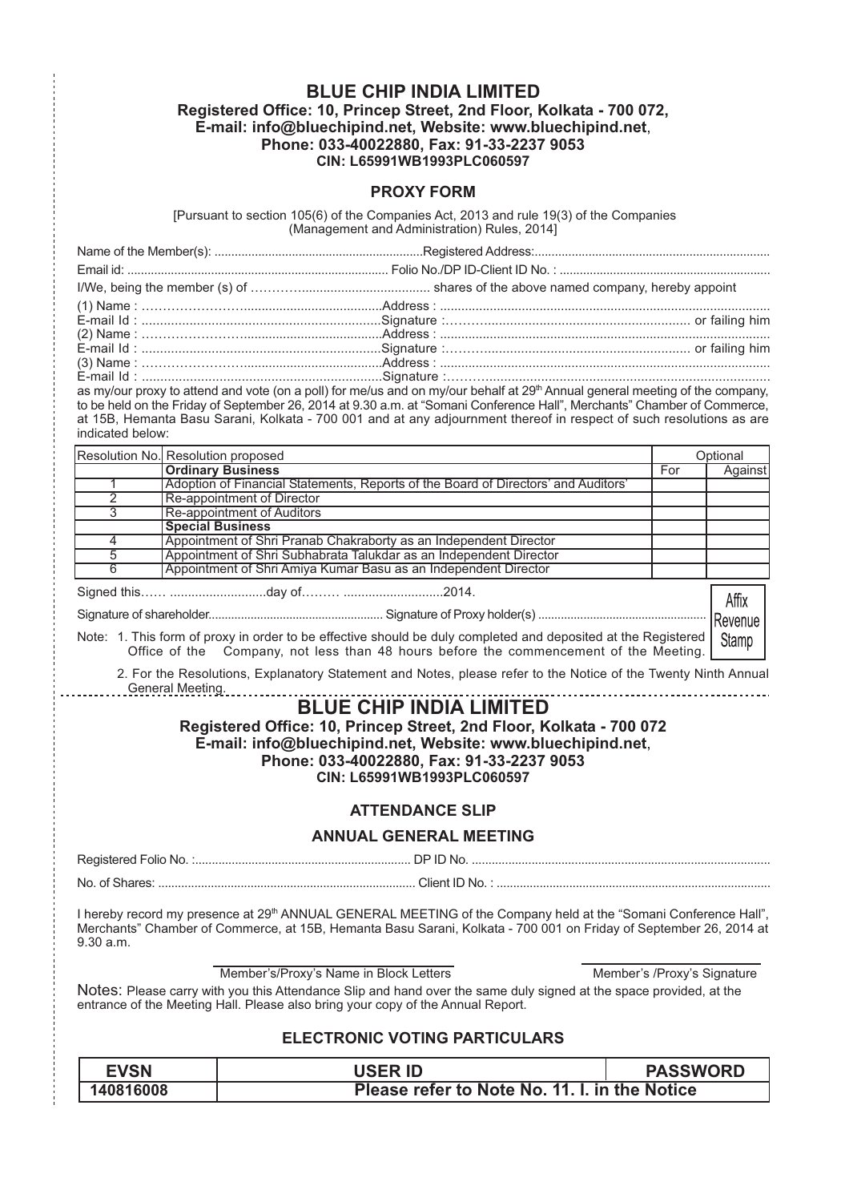# BLUE CHIP INDIA LIMITED

**Registered Office: 10, Princep Street, 2nd Floor, Kolkata - 700 072,**
**E-mail: info@bluechipind.net, Website: www.bluechipind.net,**
**Phone: 033-40022880, Fax: 91-33-2237 9053**
**CIN: L65991WB1993PLC060597**

## PROXY FORM

[Pursuant to section 105(6) of the Companies Act, 2013 and rule 19(3) of the Companies (Management and Administration) Rules, 2014]

Name of the Member(s): ............................................................Registered Address:......................................................................

Email id: ............................................................................ Folio No./DP ID-Client ID No. : ..............................................................

I/We, being the member (s) of ……………................................... shares of the above named company, hereby appoint

(1) Name : ……………………......................................Address : ............................................................................................
E-mail Id : ................................................................Signature :……….......................................................... or failing him
(2) Name : ……………………......................................Address : ............................................................................................
E-mail Id : ................................................................Signature :……….......................................................... or failing him
(3) Name : ……………………......................................Address : ............................................................................................
E-mail Id : ................................................................Signature :……….........................................................................

as my/our proxy to attend and vote (on a poll) for me/us and on my/our behalf at 29th Annual general meeting of the company, to be held on the Friday of September 26, 2014 at 9.30 a.m. at "Somani Conference Hall", Merchants" Chamber of Commerce, at 15B, Hemanta Basu Sarani, Kolkata - 700 001 and at any adjournment thereof in respect of such resolutions as are indicated below:

| Resolution No. | Resolution proposed | Optional | |
|---|---|---|---|
| | **Ordinary Business** | For | Against |
| 1 | Adoption of Financial Statements, Reports of the Board of Directors' and Auditors' | | |
| 2 | Re-appointment of Director | | |
| 3 | Re-appointment of Auditors | | |
| | **Special Business** | | |
| 4 | Appointment of Shri Pranab Chakraborty as an Independent Director | | |
| 5 | Appointment of Shri Subhabrata Talukdar as an Independent Director | | |
| 6 | Appointment of Shri Amiya Kumar Basu as an Independent Director | | |

Signed this…… ..........................day of……… ...........................2014.

Signature of shareholder..................................................... Signature of Proxy holder(s) ...................................................

Affix Revenue Stamp

Note: 1. This form of proxy in order to be effective should be duly completed and deposited at the Registered Office of the Company, not less than 48 hours before the commencement of the Meeting.

2. For the Resolutions, Explanatory Statement and Notes, please refer to the Notice of the Twenty Ninth Annual General Meeting.

# BLUE CHIP INDIA LIMITED

**Registered Office: 10, Princep Street, 2nd Floor, Kolkata - 700 072**
**E-mail: info@bluechipind.net, Website: www.bluechipind.net,**
**Phone: 033-40022880, Fax: 91-33-2237 9053**
**CIN: L65991WB1993PLC060597**

## ATTENDANCE SLIP

## ANNUAL GENERAL MEETING

Registered Folio No. :................................................................ DP ID No. .........................................................................................

No. of Shares: ............................................................................ Client ID No. : ..................................................................................

I hereby record my presence at 29th ANNUAL GENERAL MEETING of the Company held at the "Somani Conference Hall", Merchants" Chamber of Commerce, at 15B, Hemanta Basu Sarani, Kolkata - 700 001 on Friday of September 26, 2014 at 9.30 a.m.

Member's/Proxy's Name in Block Letters | Member's /Proxy's Signature

Notes: Please carry with you this Attendance Slip and hand over the same duly signed at the space provided, at the entrance of the Meeting Hall. Please also bring your copy of the Annual Report.

## ELECTRONIC VOTING PARTICULARS

| EVSN | USER ID | PASSWORD |
|---|---|---|
| 140816008 | Please refer to Note No. 11. I. in the Notice | |